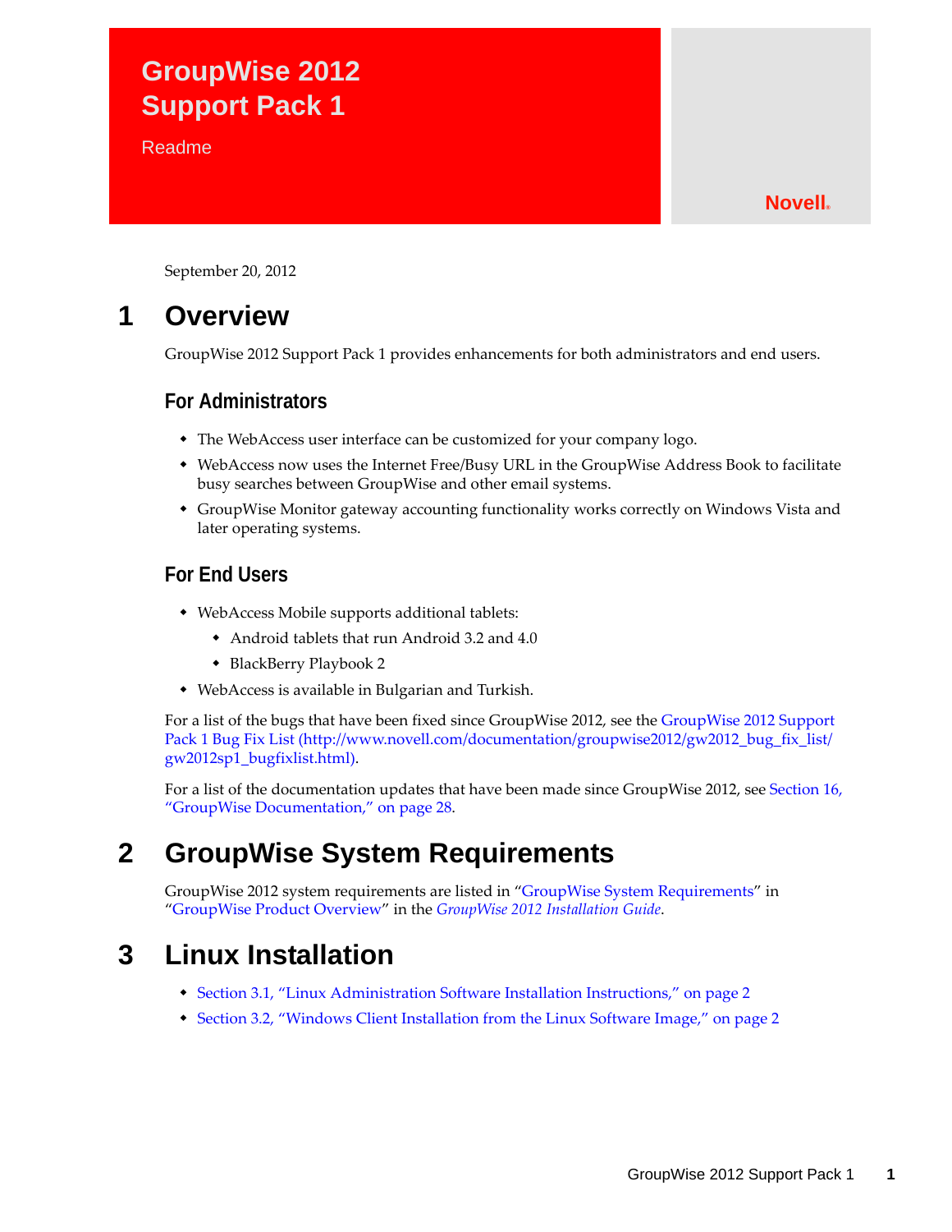# GroupWise 2012 Support Pack 1

Readme

Novell®

September 20, 2012

## 1 Overview

GroupWise 2012 Support Pack 1 provides enhancements for both administrators and end users.

### For Administrators

- The WebAccess user interface can be customized for your company logo.
- WebAccess now uses the Internet Free/Busy URL in the GroupWise Address Book to facilitate busy searches between GroupWise and other email systems.
- GroupWise Monitor gateway accounting functionality works correctly on Windows Vista and later operating systems.

### For End Users

- WebAccess Mobile supports additional tablets:
  - Android tablets that run Android 3.2 and 4.0
  - BlackBerry Playbook 2
- WebAccess is available in Bulgarian and Turkish.

For a list of the bugs that have been fixed since GroupWise 2012, see the GroupWise 2012 Support Pack 1 Bug Fix List (http://www.novell.com/documentation/groupwise2012/gw2012_bug_fix_list/gw2012sp1_bugfixlist.html).

For a list of the documentation updates that have been made since GroupWise 2012, see Section 16, "GroupWise Documentation," on page 28.

## 2 GroupWise System Requirements

GroupWise 2012 system requirements are listed in "GroupWise System Requirements" in "GroupWise Product Overview" in the *GroupWise 2012 Installation Guide*.

## 3 Linux Installation

- Section 3.1, "Linux Administration Software Installation Instructions," on page 2
- Section 3.2, "Windows Client Installation from the Linux Software Image," on page 2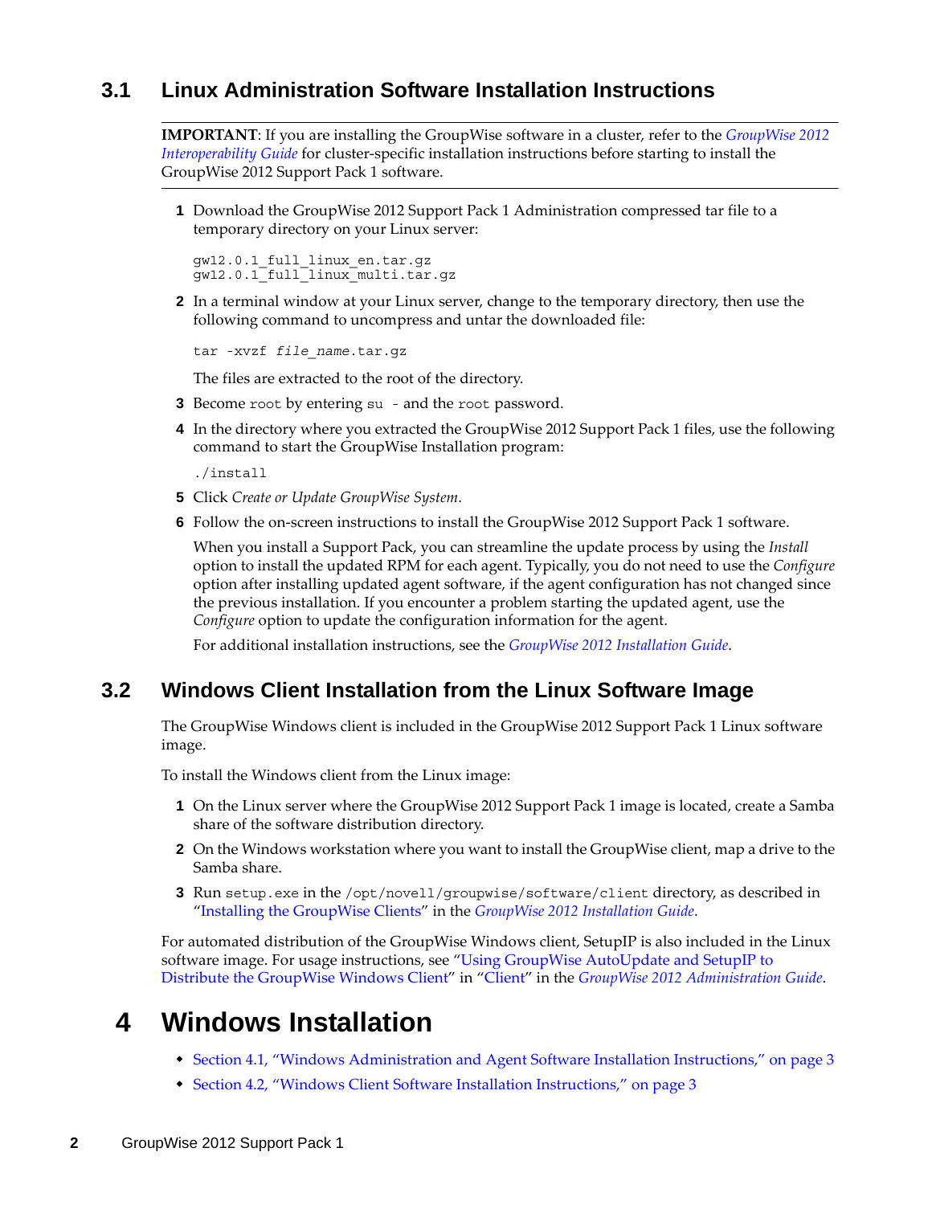## 3.1 Linux Administration Software Installation Instructions

**IMPORTANT**: If you are installing the GroupWise software in a cluster, refer to the *GroupWise 2012 Interoperability Guide* for cluster-specific installation instructions before starting to install the GroupWise 2012 Support Pack 1 software.

1. Download the GroupWise 2012 Support Pack 1 Administration compressed tar file to a temporary directory on your Linux server:

   ```
   gw12.0.1_full_linux_en.tar.gz
   gw12.0.1_full_linux_multi.tar.gz
   ```

2. In a terminal window at your Linux server, change to the temporary directory, then use the following command to uncompress and untar the downloaded file:

   ```
   tar -xvzf file_name.tar.gz
   ```

   The files are extracted to the root of the directory.

3. Become `root` by entering `su -` and the `root` password.
4. In the directory where you extracted the GroupWise 2012 Support Pack 1 files, use the following command to start the GroupWise Installation program:

   ```
   ./install
   ```

5. Click *Create or Update GroupWise System*.
6. Follow the on-screen instructions to install the GroupWise 2012 Support Pack 1 software.

   When you install a Support Pack, you can streamline the update process by using the *Install* option to install the updated RPM for each agent. Typically, you do not need to use the *Configure* option after installing updated agent software, if the agent configuration has not changed since the previous installation. If you encounter a problem starting the updated agent, use the *Configure* option to update the configuration information for the agent.

   For additional installation instructions, see the *GroupWise 2012 Installation Guide*.

## 3.2 Windows Client Installation from the Linux Software Image

The GroupWise Windows client is included in the GroupWise 2012 Support Pack 1 Linux software image.

To install the Windows client from the Linux image:

1. On the Linux server where the GroupWise 2012 Support Pack 1 image is located, create a Samba share of the software distribution directory.
2. On the Windows workstation where you want to install the GroupWise client, map a drive to the Samba share.
3. Run `setup.exe` in the `/opt/novell/groupwise/software/client` directory, as described in "Installing the GroupWise Clients" in the *GroupWise 2012 Installation Guide*.

For automated distribution of the GroupWise Windows client, SetupIP is also included in the Linux software image. For usage instructions, see "Using GroupWise AutoUpdate and SetupIP to Distribute the GroupWise Windows Client" in "Client" in the *GroupWise 2012 Administration Guide*.

# 4 Windows Installation

- Section 4.1, "Windows Administration and Agent Software Installation Instructions," on page 3
- Section 4.2, "Windows Client Software Installation Instructions," on page 3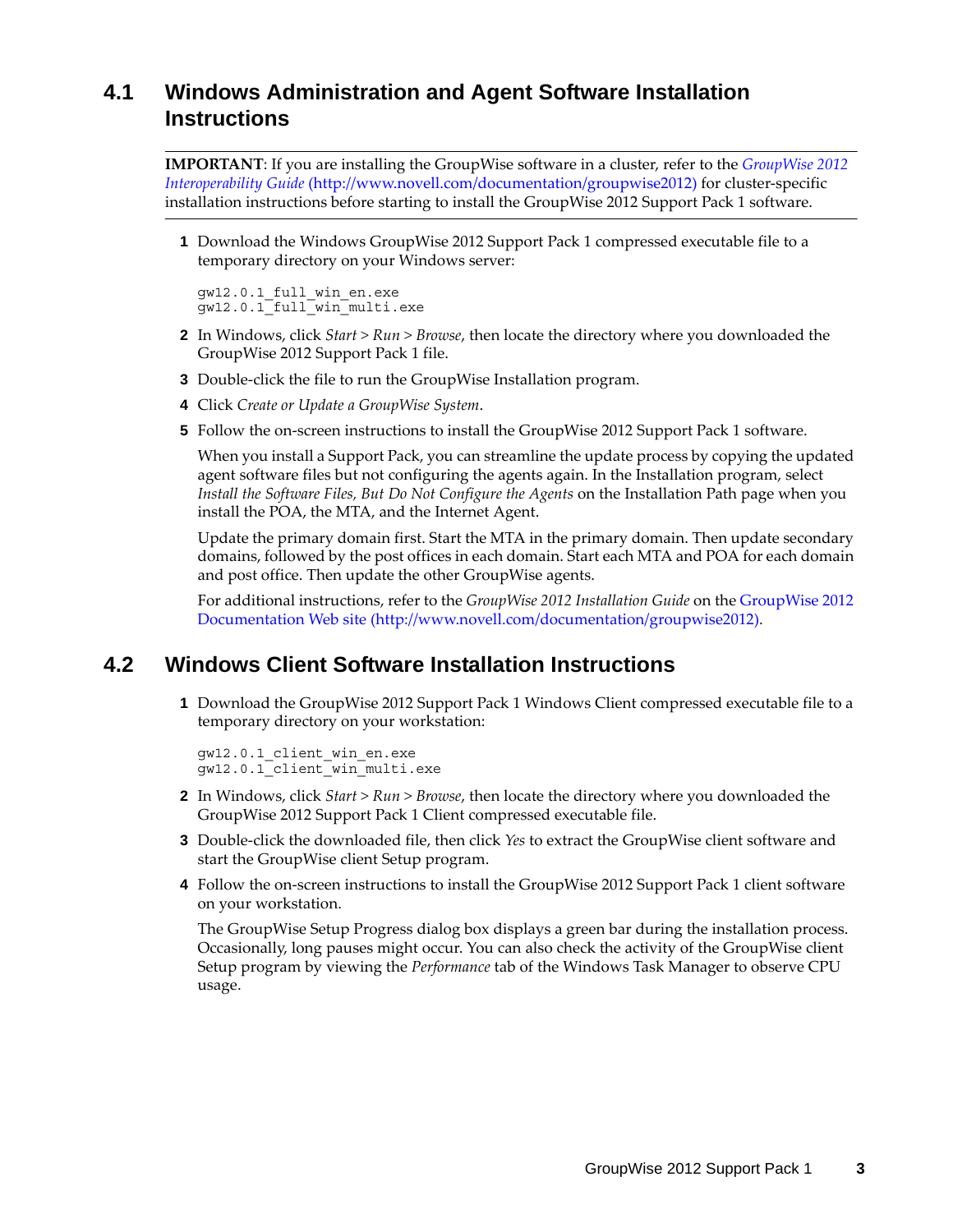## 4.1 Windows Administration and Agent Software Installation Instructions

**IMPORTANT**: If you are installing the GroupWise software in a cluster, refer to the *GroupWise 2012 Interoperability Guide* (http://www.novell.com/documentation/groupwise2012) for cluster-specific installation instructions before starting to install the GroupWise 2012 Support Pack 1 software.

1. Download the Windows GroupWise 2012 Support Pack 1 compressed executable file to a temporary directory on your Windows server:

   ```
   gw12.0.1_full_win_en.exe
   gw12.0.1_full_win_multi.exe
   ```

2. In Windows, click *Start* > *Run* > *Browse*, then locate the directory where you downloaded the GroupWise 2012 Support Pack 1 file.
3. Double-click the file to run the GroupWise Installation program.
4. Click *Create or Update a GroupWise System*.
5. Follow the on-screen instructions to install the GroupWise 2012 Support Pack 1 software.

   When you install a Support Pack, you can streamline the update process by copying the updated agent software files but not configuring the agents again. In the Installation program, select *Install the Software Files, But Do Not Configure the Agents* on the Installation Path page when you install the POA, the MTA, and the Internet Agent.

   Update the primary domain first. Start the MTA in the primary domain. Then update secondary domains, followed by the post offices in each domain. Start each MTA and POA for each domain and post office. Then update the other GroupWise agents.

   For additional instructions, refer to the *GroupWise 2012 Installation Guide* on the GroupWise 2012 Documentation Web site (http://www.novell.com/documentation/groupwise2012).

## 4.2 Windows Client Software Installation Instructions

1. Download the GroupWise 2012 Support Pack 1 Windows Client compressed executable file to a temporary directory on your workstation:

   ```
   gw12.0.1_client_win_en.exe
   gw12.0.1_client_win_multi.exe
   ```

2. In Windows, click *Start* > *Run* > *Browse*, then locate the directory where you downloaded the GroupWise 2012 Support Pack 1 Client compressed executable file.
3. Double-click the downloaded file, then click *Yes* to extract the GroupWise client software and start the GroupWise client Setup program.
4. Follow the on-screen instructions to install the GroupWise 2012 Support Pack 1 client software on your workstation.

   The GroupWise Setup Progress dialog box displays a green bar during the installation process. Occasionally, long pauses might occur. You can also check the activity of the GroupWise client Setup program by viewing the *Performance* tab of the Windows Task Manager to observe CPU usage.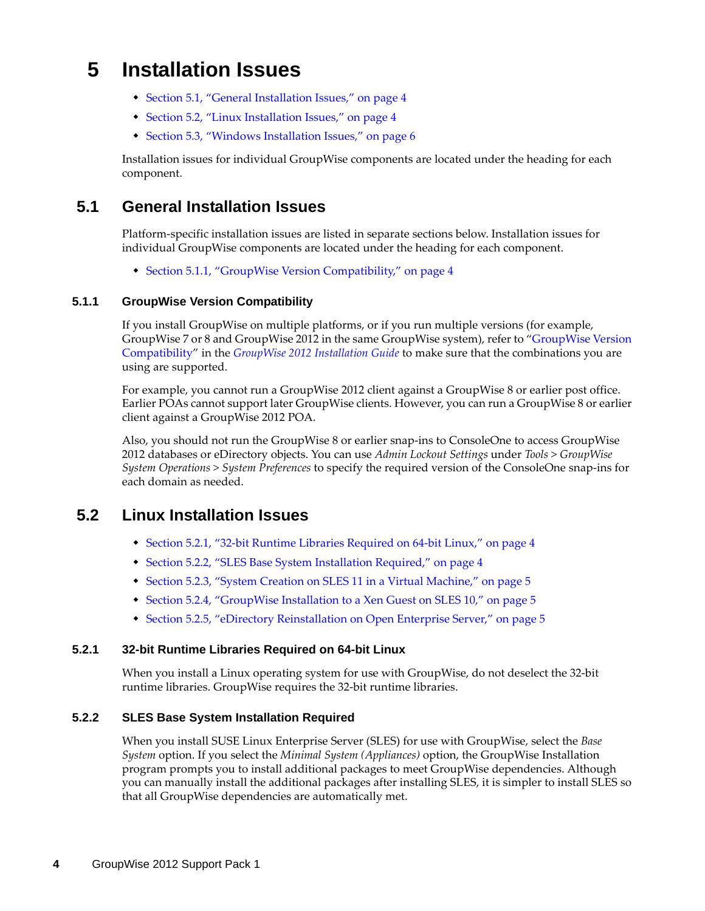# 5 Installation Issues

- Section 5.1, "General Installation Issues," on page 4
- Section 5.2, "Linux Installation Issues," on page 4
- Section 5.3, "Windows Installation Issues," on page 6

Installation issues for individual GroupWise components are located under the heading for each component.

## 5.1 General Installation Issues

Platform-specific installation issues are listed in separate sections below. Installation issues for individual GroupWise components are located under the heading for each component.

- Section 5.1.1, "GroupWise Version Compatibility," on page 4

### 5.1.1 GroupWise Version Compatibility

If you install GroupWise on multiple platforms, or if you run multiple versions (for example, GroupWise 7 or 8 and GroupWise 2012 in the same GroupWise system), refer to "GroupWise Version Compatibility" in the *GroupWise 2012 Installation Guide* to make sure that the combinations you are using are supported.

For example, you cannot run a GroupWise 2012 client against a GroupWise 8 or earlier post office. Earlier POAs cannot support later GroupWise clients. However, you can run a GroupWise 8 or earlier client against a GroupWise 2012 POA.

Also, you should not run the GroupWise 8 or earlier snap-ins to ConsoleOne to access GroupWise 2012 databases or eDirectory objects. You can use *Admin Lockout Settings* under *Tools* > *GroupWise System Operations* > *System Preferences* to specify the required version of the ConsoleOne snap-ins for each domain as needed.

## 5.2 Linux Installation Issues

- Section 5.2.1, "32-bit Runtime Libraries Required on 64-bit Linux," on page 4
- Section 5.2.2, "SLES Base System Installation Required," on page 4
- Section 5.2.3, "System Creation on SLES 11 in a Virtual Machine," on page 5
- Section 5.2.4, "GroupWise Installation to a Xen Guest on SLES 10," on page 5
- Section 5.2.5, "eDirectory Reinstallation on Open Enterprise Server," on page 5

### 5.2.1 32-bit Runtime Libraries Required on 64-bit Linux

When you install a Linux operating system for use with GroupWise, do not deselect the 32-bit runtime libraries. GroupWise requires the 32-bit runtime libraries.

### 5.2.2 SLES Base System Installation Required

When you install SUSE Linux Enterprise Server (SLES) for use with GroupWise, select the *Base System* option. If you select the *Minimal System (Appliances)* option, the GroupWise Installation program prompts you to install additional packages to meet GroupWise dependencies. Although you can manually install the additional packages after installing SLES, it is simpler to install SLES so that all GroupWise dependencies are automatically met.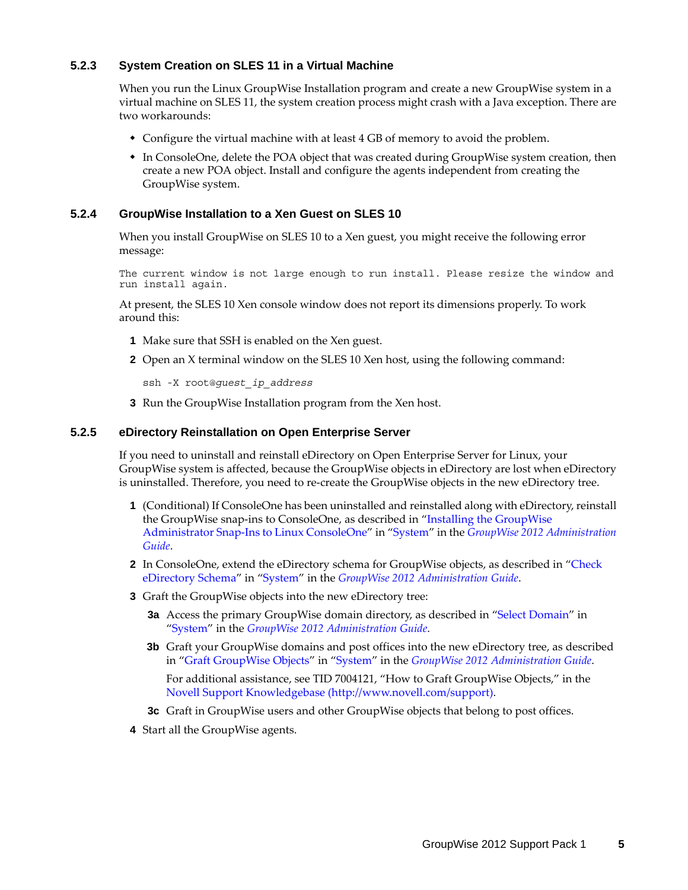### 5.2.3 System Creation on SLES 11 in a Virtual Machine

When you run the Linux GroupWise Installation program and create a new GroupWise system in a virtual machine on SLES 11, the system creation process might crash with a Java exception. There are two workarounds:

- Configure the virtual machine with at least 4 GB of memory to avoid the problem.
- In ConsoleOne, delete the POA object that was created during GroupWise system creation, then create a new POA object. Install and configure the agents independent from creating the GroupWise system.

### 5.2.4 GroupWise Installation to a Xen Guest on SLES 10

When you install GroupWise on SLES 10 to a Xen guest, you might receive the following error message:

```
The current window is not large enough to run install. Please resize the window and
run install again.
```

At present, the SLES 10 Xen console window does not report its dimensions properly. To work around this:

1. Make sure that SSH is enabled on the Xen guest.
2. Open an X terminal window on the SLES 10 Xen host, using the following command:

   ```
   ssh -X root@guest_ip_address
   ```

3. Run the GroupWise Installation program from the Xen host.

### 5.2.5 eDirectory Reinstallation on Open Enterprise Server

If you need to uninstall and reinstall eDirectory on Open Enterprise Server for Linux, your GroupWise system is affected, because the GroupWise objects in eDirectory are lost when eDirectory is uninstalled. Therefore, you need to re-create the GroupWise objects in the new eDirectory tree.

1. (Conditional) If ConsoleOne has been uninstalled and reinstalled along with eDirectory, reinstall the GroupWise snap-ins to ConsoleOne, as described in "Installing the GroupWise Administrator Snap-Ins to Linux ConsoleOne" in "System" in the *GroupWise 2012 Administration Guide*.
2. In ConsoleOne, extend the eDirectory schema for GroupWise objects, as described in "Check eDirectory Schema" in "System" in the *GroupWise 2012 Administration Guide*.
3. Graft the GroupWise objects into the new eDirectory tree:

   **3a** Access the primary GroupWise domain directory, as described in "Select Domain" in "System" in the *GroupWise 2012 Administration Guide*.

   **3b** Graft your GroupWise domains and post offices into the new eDirectory tree, as described in "Graft GroupWise Objects" in "System" in the *GroupWise 2012 Administration Guide*.

   For additional assistance, see TID 7004121, "How to Graft GroupWise Objects," in the Novell Support Knowledgebase (http://www.novell.com/support).

   **3c** Graft in GroupWise users and other GroupWise objects that belong to post offices.

4. Start all the GroupWise agents.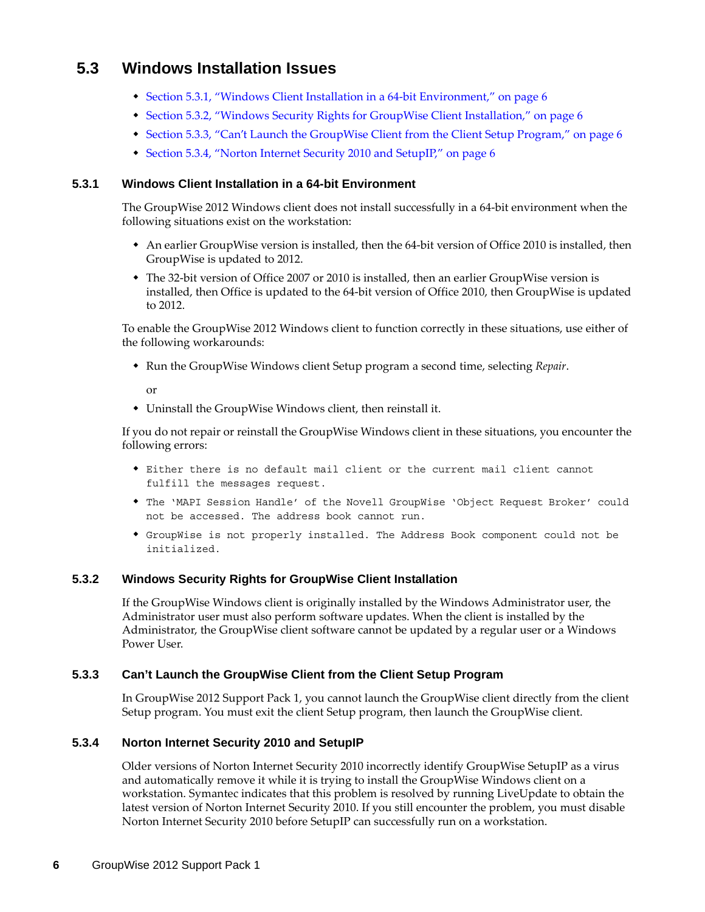## 5.3 Windows Installation Issues

- Section 5.3.1, "Windows Client Installation in a 64-bit Environment," on page 6
- Section 5.3.2, "Windows Security Rights for GroupWise Client Installation," on page 6
- Section 5.3.3, "Can't Launch the GroupWise Client from the Client Setup Program," on page 6
- Section 5.3.4, "Norton Internet Security 2010 and SetupIP," on page 6

### 5.3.1 Windows Client Installation in a 64-bit Environment

The GroupWise 2012 Windows client does not install successfully in a 64-bit environment when the following situations exist on the workstation:

- An earlier GroupWise version is installed, then the 64-bit version of Office 2010 is installed, then GroupWise is updated to 2012.
- The 32-bit version of Office 2007 or 2010 is installed, then an earlier GroupWise version is installed, then Office is updated to the 64-bit version of Office 2010, then GroupWise is updated to 2012.

To enable the GroupWise 2012 Windows client to function correctly in these situations, use either of the following workarounds:

- Run the GroupWise Windows client Setup program a second time, selecting *Repair*.

  or

- Uninstall the GroupWise Windows client, then reinstall it.

If you do not repair or reinstall the GroupWise Windows client in these situations, you encounter the following errors:

- `Either there is no default mail client or the current mail client cannot fulfill the messages request.`
- `The 'MAPI Session Handle' of the Novell GroupWise 'Object Request Broker' could not be accessed. The address book cannot run.`
- `GroupWise is not properly installed. The Address Book component could not be initialized.`

### 5.3.2 Windows Security Rights for GroupWise Client Installation

If the GroupWise Windows client is originally installed by the Windows Administrator user, the Administrator user must also perform software updates. When the client is installed by the Administrator, the GroupWise client software cannot be updated by a regular user or a Windows Power User.

### 5.3.3 Can't Launch the GroupWise Client from the Client Setup Program

In GroupWise 2012 Support Pack 1, you cannot launch the GroupWise client directly from the client Setup program. You must exit the client Setup program, then launch the GroupWise client.

### 5.3.4 Norton Internet Security 2010 and SetupIP

Older versions of Norton Internet Security 2010 incorrectly identify GroupWise SetupIP as a virus and automatically remove it while it is trying to install the GroupWise Windows client on a workstation. Symantec indicates that this problem is resolved by running LiveUpdate to obtain the latest version of Norton Internet Security 2010. If you still encounter the problem, you must disable Norton Internet Security 2010 before SetupIP can successfully run on a workstation.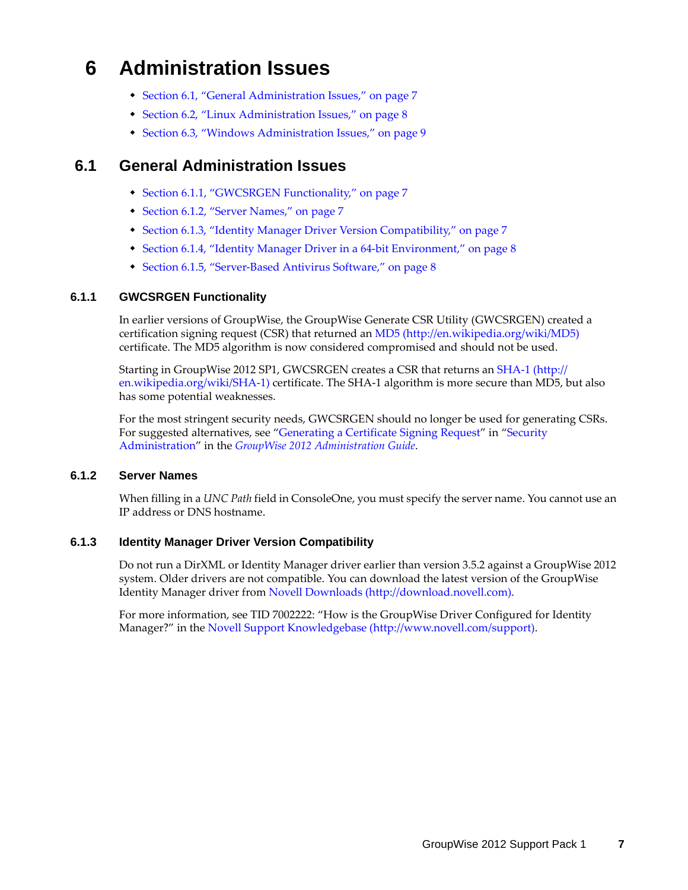# 6 Administration Issues

- Section 6.1, “General Administration Issues,” on page 7
- Section 6.2, “Linux Administration Issues,” on page 8
- Section 6.3, “Windows Administration Issues,” on page 9

## 6.1 General Administration Issues

- Section 6.1.1, “GWCSRGEN Functionality,” on page 7
- Section 6.1.2, “Server Names,” on page 7
- Section 6.1.3, “Identity Manager Driver Version Compatibility,” on page 7
- Section 6.1.4, “Identity Manager Driver in a 64-bit Environment,” on page 8
- Section 6.1.5, “Server-Based Antivirus Software,” on page 8

### 6.1.1 GWCSRGEN Functionality

In earlier versions of GroupWise, the GroupWise Generate CSR Utility (GWCSRGEN) created a certification signing request (CSR) that returned an MD5 (http://en.wikipedia.org/wiki/MD5) certificate. The MD5 algorithm is now considered compromised and should not be used.

Starting in GroupWise 2012 SP1, GWCSRGEN creates a CSR that returns an SHA-1 (http://en.wikipedia.org/wiki/SHA-1) certificate. The SHA-1 algorithm is more secure than MD5, but also has some potential weaknesses.

For the most stringent security needs, GWCSRGEN should no longer be used for generating CSRs. For suggested alternatives, see “Generating a Certificate Signing Request” in “Security Administration” in the *GroupWise 2012 Administration Guide*.

### 6.1.2 Server Names

When filling in a *UNC Path* field in ConsoleOne, you must specify the server name. You cannot use an IP address or DNS hostname.

### 6.1.3 Identity Manager Driver Version Compatibility

Do not run a DirXML or Identity Manager driver earlier than version 3.5.2 against a GroupWise 2012 system. Older drivers are not compatible. You can download the latest version of the GroupWise Identity Manager driver from Novell Downloads (http://download.novell.com).

For more information, see TID 7002222: “How is the GroupWise Driver Configured for Identity Manager?” in the Novell Support Knowledgebase (http://www.novell.com/support).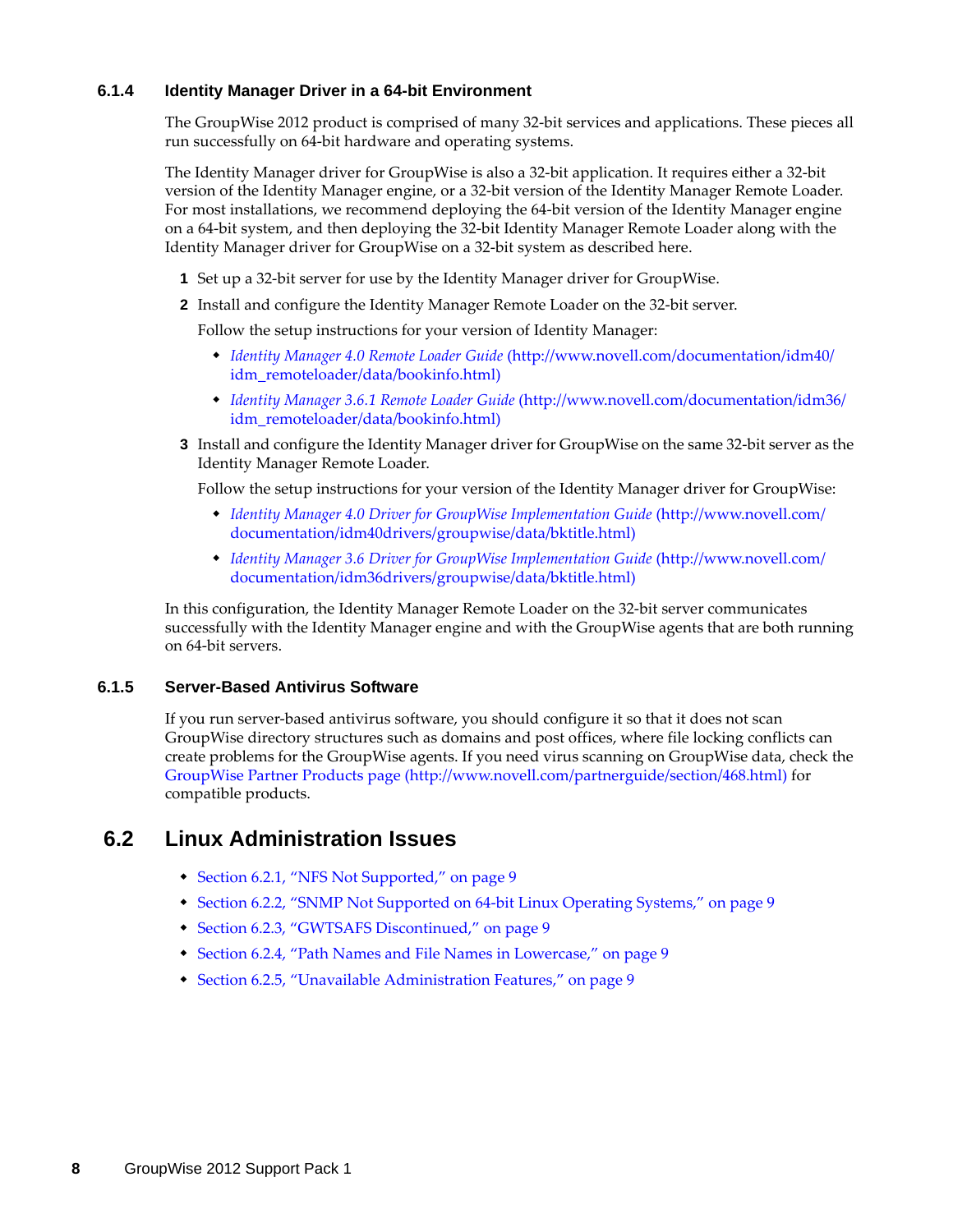### 6.1.4 Identity Manager Driver in a 64-bit Environment

The GroupWise 2012 product is comprised of many 32-bit services and applications. These pieces all run successfully on 64-bit hardware and operating systems.

The Identity Manager driver for GroupWise is also a 32-bit application. It requires either a 32-bit version of the Identity Manager engine, or a 32-bit version of the Identity Manager Remote Loader. For most installations, we recommend deploying the 64-bit version of the Identity Manager engine on a 64-bit system, and then deploying the 32-bit Identity Manager Remote Loader along with the Identity Manager driver for GroupWise on a 32-bit system as described here.

1. Set up a 32-bit server for use by the Identity Manager driver for GroupWise.
2. Install and configure the Identity Manager Remote Loader on the 32-bit server.

   Follow the setup instructions for your version of Identity Manager:

   - *Identity Manager 4.0 Remote Loader Guide* (http://www.novell.com/documentation/idm40/idm_remoteloader/data/bookinfo.html)
   - *Identity Manager 3.6.1 Remote Loader Guide* (http://www.novell.com/documentation/idm36/idm_remoteloader/data/bookinfo.html)
3. Install and configure the Identity Manager driver for GroupWise on the same 32-bit server as the Identity Manager Remote Loader.

   Follow the setup instructions for your version of the Identity Manager driver for GroupWise:

   - *Identity Manager 4.0 Driver for GroupWise Implementation Guide* (http://www.novell.com/documentation/idm40drivers/groupwise/data/bktitle.html)
   - *Identity Manager 3.6 Driver for GroupWise Implementation Guide* (http://www.novell.com/documentation/idm36drivers/groupwise/data/bktitle.html)

In this configuration, the Identity Manager Remote Loader on the 32-bit server communicates successfully with the Identity Manager engine and with the GroupWise agents that are both running on 64-bit servers.

### 6.1.5 Server-Based Antivirus Software

If you run server-based antivirus software, you should configure it so that it does not scan GroupWise directory structures such as domains and post offices, where file locking conflicts can create problems for the GroupWise agents. If you need virus scanning on GroupWise data, check the GroupWise Partner Products page (http://www.novell.com/partnerguide/section/468.html) for compatible products.

## 6.2 Linux Administration Issues

- Section 6.2.1, "NFS Not Supported," on page 9
- Section 6.2.2, "SNMP Not Supported on 64-bit Linux Operating Systems," on page 9
- Section 6.2.3, "GWTSAFS Discontinued," on page 9
- Section 6.2.4, "Path Names and File Names in Lowercase," on page 9
- Section 6.2.5, "Unavailable Administration Features," on page 9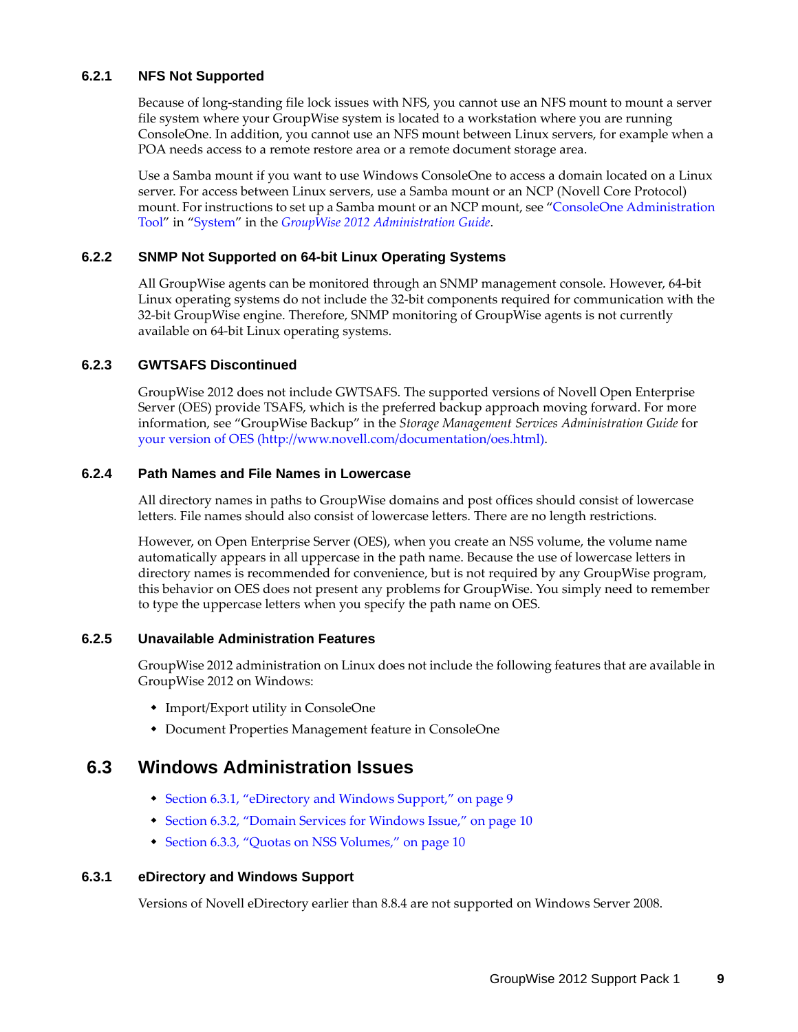### 6.2.1 NFS Not Supported

Because of long-standing file lock issues with NFS, you cannot use an NFS mount to mount a server file system where your GroupWise system is located to a workstation where you are running ConsoleOne. In addition, you cannot use an NFS mount between Linux servers, for example when a POA needs access to a remote restore area or a remote document storage area.

Use a Samba mount if you want to use Windows ConsoleOne to access a domain located on a Linux server. For access between Linux servers, use a Samba mount or an NCP (Novell Core Protocol) mount. For instructions to set up a Samba mount or an NCP mount, see "ConsoleOne Administration Tool" in "System" in the *GroupWise 2012 Administration Guide*.

### 6.2.2 SNMP Not Supported on 64-bit Linux Operating Systems

All GroupWise agents can be monitored through an SNMP management console. However, 64-bit Linux operating systems do not include the 32-bit components required for communication with the 32-bit GroupWise engine. Therefore, SNMP monitoring of GroupWise agents is not currently available on 64-bit Linux operating systems.

### 6.2.3 GWTSAFS Discontinued

GroupWise 2012 does not include GWTSAFS. The supported versions of Novell Open Enterprise Server (OES) provide TSAFS, which is the preferred backup approach moving forward. For more information, see "GroupWise Backup" in the *Storage Management Services Administration Guide* for your version of OES (http://www.novell.com/documentation/oes.html).

### 6.2.4 Path Names and File Names in Lowercase

All directory names in paths to GroupWise domains and post offices should consist of lowercase letters. File names should also consist of lowercase letters. There are no length restrictions.

However, on Open Enterprise Server (OES), when you create an NSS volume, the volume name automatically appears in all uppercase in the path name. Because the use of lowercase letters in directory names is recommended for convenience, but is not required by any GroupWise program, this behavior on OES does not present any problems for GroupWise. You simply need to remember to type the uppercase letters when you specify the path name on OES.

### 6.2.5 Unavailable Administration Features

GroupWise 2012 administration on Linux does not include the following features that are available in GroupWise 2012 on Windows:

- Import/Export utility in ConsoleOne
- Document Properties Management feature in ConsoleOne

## 6.3 Windows Administration Issues

- Section 6.3.1, "eDirectory and Windows Support," on page 9
- Section 6.3.2, "Domain Services for Windows Issue," on page 10
- Section 6.3.3, "Quotas on NSS Volumes," on page 10

### 6.3.1 eDirectory and Windows Support

Versions of Novell eDirectory earlier than 8.8.4 are not supported on Windows Server 2008.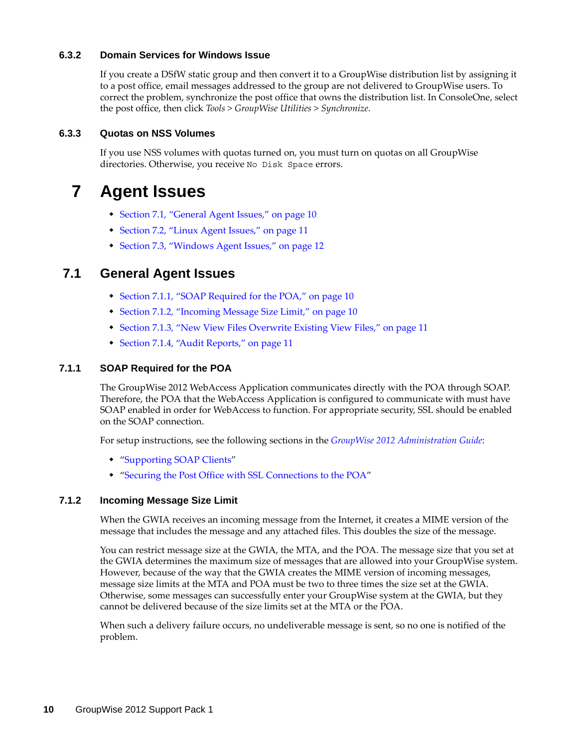### 6.3.2 Domain Services for Windows Issue

If you create a DSfW static group and then convert it to a GroupWise distribution list by assigning it to a post office, email messages addressed to the group are not delivered to GroupWise users. To correct the problem, synchronize the post office that owns the distribution list. In ConsoleOne, select the post office, then click *Tools* > *GroupWise Utilities* > *Synchronize*.

### 6.3.3 Quotas on NSS Volumes

If you use NSS volumes with quotas turned on, you must turn on quotas on all GroupWise directories. Otherwise, you receive `No Disk Space` errors.

# 7 Agent Issues

- Section 7.1, "General Agent Issues," on page 10
- Section 7.2, "Linux Agent Issues," on page 11
- Section 7.3, "Windows Agent Issues," on page 12

## 7.1 General Agent Issues

- Section 7.1.1, "SOAP Required for the POA," on page 10
- Section 7.1.2, "Incoming Message Size Limit," on page 10
- Section 7.1.3, "New View Files Overwrite Existing View Files," on page 11
- Section 7.1.4, "Audit Reports," on page 11

### 7.1.1 SOAP Required for the POA

The GroupWise 2012 WebAccess Application communicates directly with the POA through SOAP. Therefore, the POA that the WebAccess Application is configured to communicate with must have SOAP enabled in order for WebAccess to function. For appropriate security, SSL should be enabled on the SOAP connection.

For setup instructions, see the following sections in the *GroupWise 2012 Administration Guide*:

- "Supporting SOAP Clients"
- "Securing the Post Office with SSL Connections to the POA"

### 7.1.2 Incoming Message Size Limit

When the GWIA receives an incoming message from the Internet, it creates a MIME version of the message that includes the message and any attached files. This doubles the size of the message.

You can restrict message size at the GWIA, the MTA, and the POA. The message size that you set at the GWIA determines the maximum size of messages that are allowed into your GroupWise system. However, because of the way that the GWIA creates the MIME version of incoming messages, message size limits at the MTA and POA must be two to three times the size set at the GWIA. Otherwise, some messages can successfully enter your GroupWise system at the GWIA, but they cannot be delivered because of the size limits set at the MTA or the POA.

When such a delivery failure occurs, no undeliverable message is sent, so no one is notified of the problem.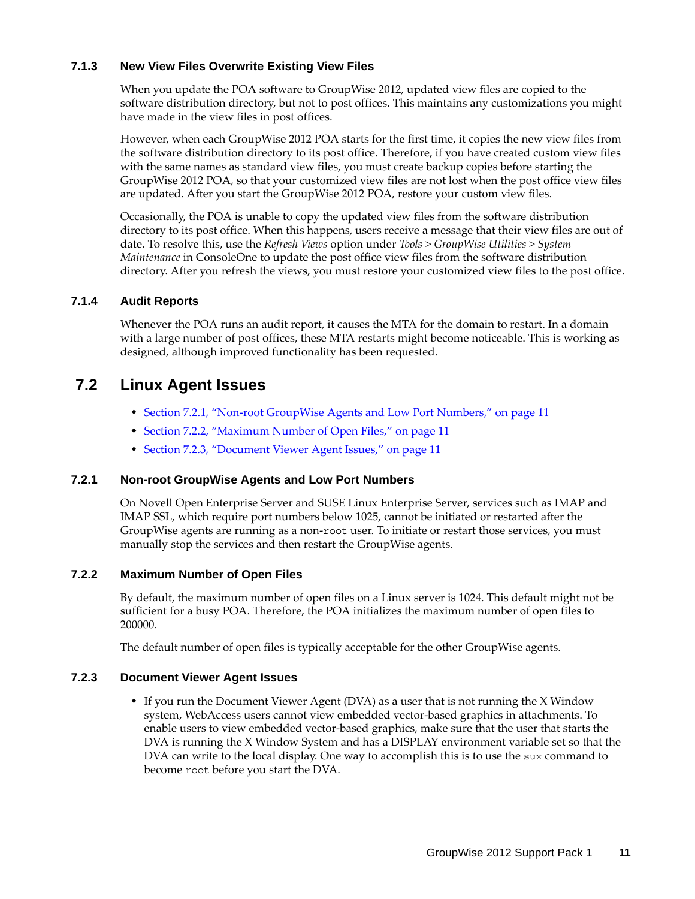### 7.1.3 New View Files Overwrite Existing View Files

When you update the POA software to GroupWise 2012, updated view files are copied to the software distribution directory, but not to post offices. This maintains any customizations you might have made in the view files in post offices.

However, when each GroupWise 2012 POA starts for the first time, it copies the new view files from the software distribution directory to its post office. Therefore, if you have created custom view files with the same names as standard view files, you must create backup copies before starting the GroupWise 2012 POA, so that your customized view files are not lost when the post office view files are updated. After you start the GroupWise 2012 POA, restore your custom view files.

Occasionally, the POA is unable to copy the updated view files from the software distribution directory to its post office. When this happens, users receive a message that their view files are out of date. To resolve this, use the *Refresh Views* option under *Tools* > *GroupWise Utilities* > *System Maintenance* in ConsoleOne to update the post office view files from the software distribution directory. After you refresh the views, you must restore your customized view files to the post office.

### 7.1.4 Audit Reports

Whenever the POA runs an audit report, it causes the MTA for the domain to restart. In a domain with a large number of post offices, these MTA restarts might become noticeable. This is working as designed, although improved functionality has been requested.

## 7.2 Linux Agent Issues

- Section 7.2.1, "Non-root GroupWise Agents and Low Port Numbers," on page 11
- Section 7.2.2, "Maximum Number of Open Files," on page 11
- Section 7.2.3, "Document Viewer Agent Issues," on page 11

### 7.2.1 Non-root GroupWise Agents and Low Port Numbers

On Novell Open Enterprise Server and SUSE Linux Enterprise Server, services such as IMAP and IMAP SSL, which require port numbers below 1025, cannot be initiated or restarted after the GroupWise agents are running as a non-`root` user. To initiate or restart those services, you must manually stop the services and then restart the GroupWise agents.

### 7.2.2 Maximum Number of Open Files

By default, the maximum number of open files on a Linux server is 1024. This default might not be sufficient for a busy POA. Therefore, the POA initializes the maximum number of open files to 200000.

The default number of open files is typically acceptable for the other GroupWise agents.

### 7.2.3 Document Viewer Agent Issues

- If you run the Document Viewer Agent (DVA) as a user that is not running the X Window system, WebAccess users cannot view embedded vector-based graphics in attachments. To enable users to view embedded vector-based graphics, make sure that the user that starts the DVA is running the X Window System and has a DISPLAY environment variable set so that the DVA can write to the local display. One way to accomplish this is to use the `sux` command to become `root` before you start the DVA.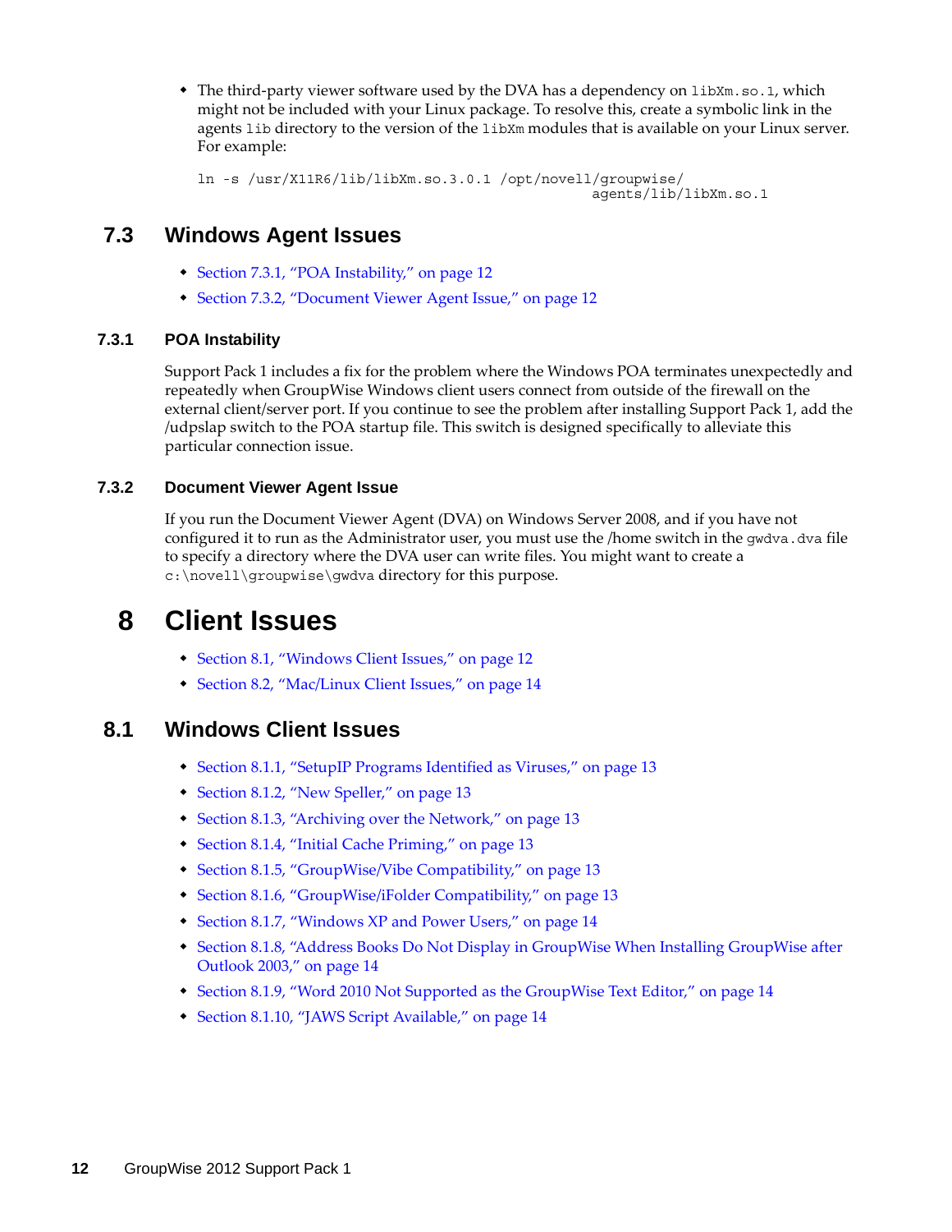* The third-party viewer software used by the DVA has a dependency on `libXm.so.1`, which might not be included with your Linux package. To resolve this, create a symbolic link in the agents `lib` directory to the version of the `libXm` modules that is available on your Linux server. For example:

```
ln -s /usr/X11R6/lib/libXm.so.3.0.1 /opt/novell/groupwise/
                                          agents/lib/libXm.so.1
```

## 7.3 Windows Agent Issues

* Section 7.3.1, "POA Instability," on page 12
* Section 7.3.2, "Document Viewer Agent Issue," on page 12

### 7.3.1 POA Instability

Support Pack 1 includes a fix for the problem where the Windows POA terminates unexpectedly and repeatedly when GroupWise Windows client users connect from outside of the firewall on the external client/server port. If you continue to see the problem after installing Support Pack 1, add the /udpslap switch to the POA startup file. This switch is designed specifically to alleviate this particular connection issue.

### 7.3.2 Document Viewer Agent Issue

If you run the Document Viewer Agent (DVA) on Windows Server 2008, and if you have not configured it to run as the Administrator user, you must use the /home switch in the `gwdva.dva` file to specify a directory where the DVA user can write files. You might want to create a `c:\novell\groupwise\gwdva` directory for this purpose.

# 8 Client Issues

* Section 8.1, "Windows Client Issues," on page 12
* Section 8.2, "Mac/Linux Client Issues," on page 14

## 8.1 Windows Client Issues

* Section 8.1.1, "SetupIP Programs Identified as Viruses," on page 13
* Section 8.1.2, "New Speller," on page 13
* Section 8.1.3, "Archiving over the Network," on page 13
* Section 8.1.4, "Initial Cache Priming," on page 13
* Section 8.1.5, "GroupWise/Vibe Compatibility," on page 13
* Section 8.1.6, "GroupWise/iFolder Compatibility," on page 13
* Section 8.1.7, "Windows XP and Power Users," on page 14
* Section 8.1.8, "Address Books Do Not Display in GroupWise When Installing GroupWise after Outlook 2003," on page 14
* Section 8.1.9, "Word 2010 Not Supported as the GroupWise Text Editor," on page 14
* Section 8.1.10, "JAWS Script Available," on page 14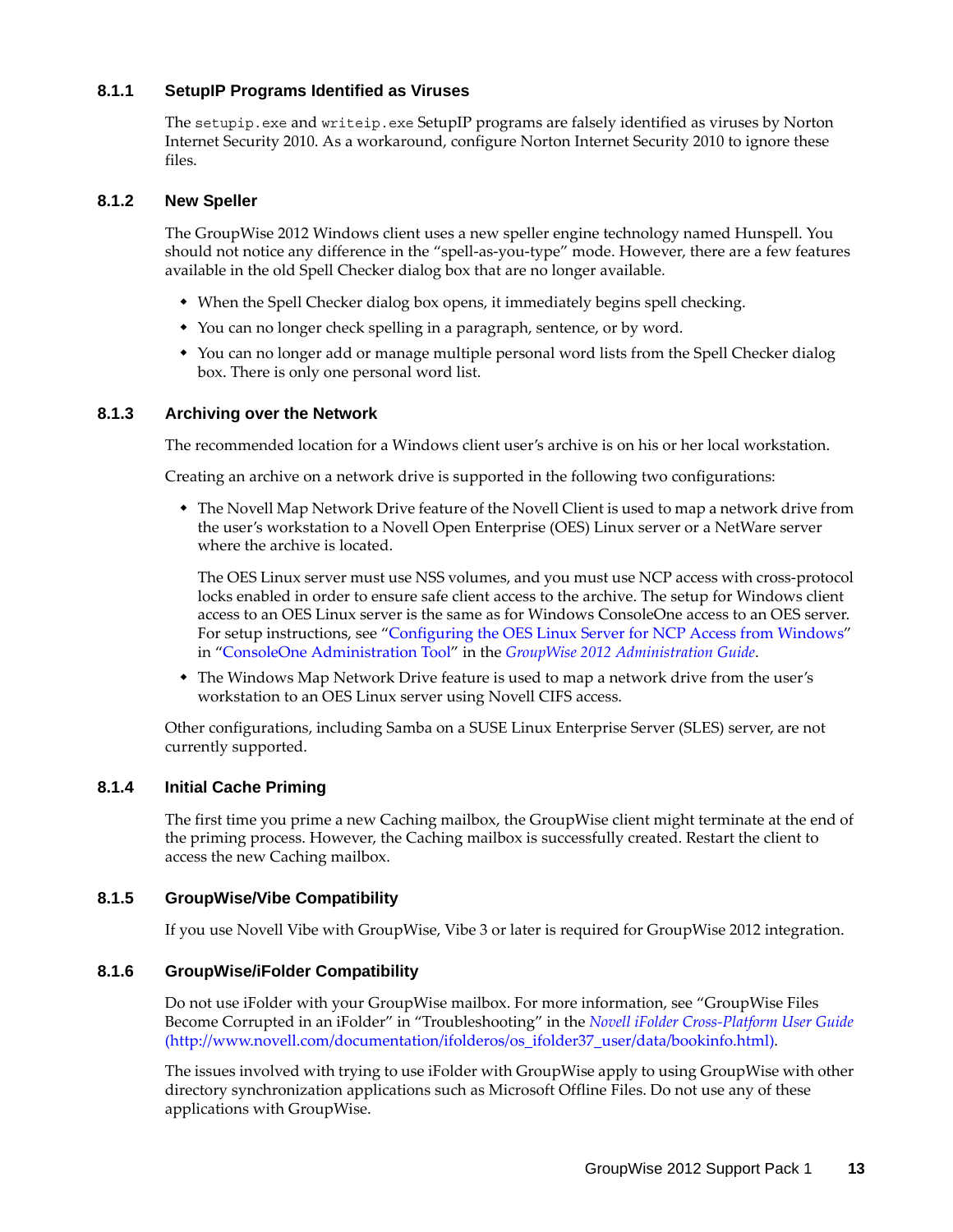### 8.1.1 SetupIP Programs Identified as Viruses

The `setupip.exe` and `writeip.exe` SetupIP programs are falsely identified as viruses by Norton Internet Security 2010. As a workaround, configure Norton Internet Security 2010 to ignore these files.

### 8.1.2 New Speller

The GroupWise 2012 Windows client uses a new speller engine technology named Hunspell. You should not notice any difference in the "spell-as-you-type" mode. However, there are a few features available in the old Spell Checker dialog box that are no longer available.

- When the Spell Checker dialog box opens, it immediately begins spell checking.
- You can no longer check spelling in a paragraph, sentence, or by word.
- You can no longer add or manage multiple personal word lists from the Spell Checker dialog box. There is only one personal word list.

### 8.1.3 Archiving over the Network

The recommended location for a Windows client user's archive is on his or her local workstation.

Creating an archive on a network drive is supported in the following two configurations:

- The Novell Map Network Drive feature of the Novell Client is used to map a network drive from the user's workstation to a Novell Open Enterprise (OES) Linux server or a NetWare server where the archive is located.

  The OES Linux server must use NSS volumes, and you must use NCP access with cross-protocol locks enabled in order to ensure safe client access to the archive. The setup for Windows client access to an OES Linux server is the same as for Windows ConsoleOne access to an OES server. For setup instructions, see "Configuring the OES Linux Server for NCP Access from Windows" in "ConsoleOne Administration Tool" in the *GroupWise 2012 Administration Guide*.

- The Windows Map Network Drive feature is used to map a network drive from the user's workstation to an OES Linux server using Novell CIFS access.

Other configurations, including Samba on a SUSE Linux Enterprise Server (SLES) server, are not currently supported.

### 8.1.4 Initial Cache Priming

The first time you prime a new Caching mailbox, the GroupWise client might terminate at the end of the priming process. However, the Caching mailbox is successfully created. Restart the client to access the new Caching mailbox.

### 8.1.5 GroupWise/Vibe Compatibility

If you use Novell Vibe with GroupWise, Vibe 3 or later is required for GroupWise 2012 integration.

### 8.1.6 GroupWise/iFolder Compatibility

Do not use iFolder with your GroupWise mailbox. For more information, see "GroupWise Files Become Corrupted in an iFolder" in "Troubleshooting" in the *Novell iFolder Cross-Platform User Guide* (http://www.novell.com/documentation/ifolderos/os_ifolder37_user/data/bookinfo.html).

The issues involved with trying to use iFolder with GroupWise apply to using GroupWise with other directory synchronization applications such as Microsoft Offline Files. Do not use any of these applications with GroupWise.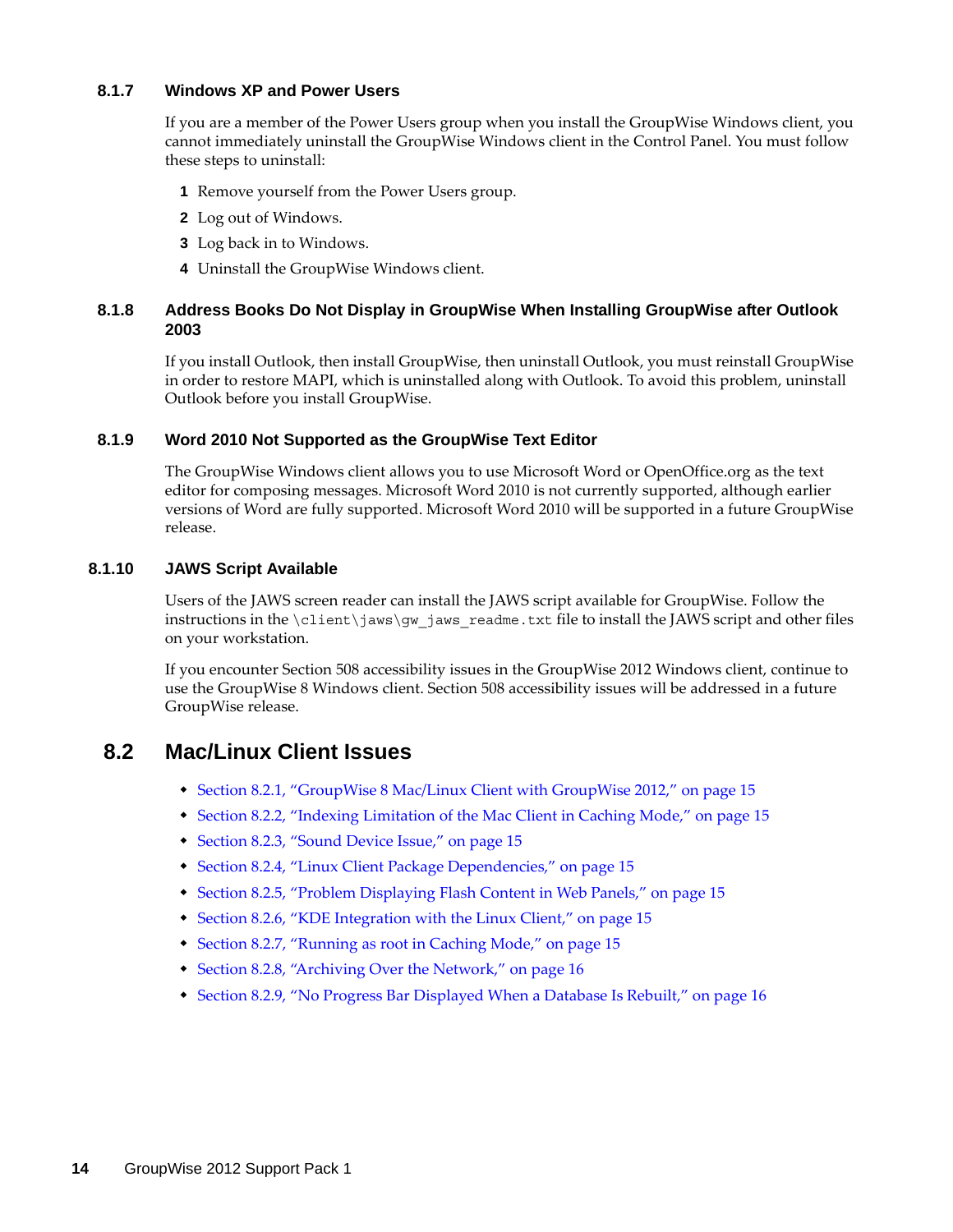### 8.1.7 Windows XP and Power Users

If you are a member of the Power Users group when you install the GroupWise Windows client, you cannot immediately uninstall the GroupWise Windows client in the Control Panel. You must follow these steps to uninstall:

1. Remove yourself from the Power Users group.
2. Log out of Windows.
3. Log back in to Windows.
4. Uninstall the GroupWise Windows client.

### 8.1.8 Address Books Do Not Display in GroupWise When Installing GroupWise after Outlook 2003

If you install Outlook, then install GroupWise, then uninstall Outlook, you must reinstall GroupWise in order to restore MAPI, which is uninstalled along with Outlook. To avoid this problem, uninstall Outlook before you install GroupWise.

### 8.1.9 Word 2010 Not Supported as the GroupWise Text Editor

The GroupWise Windows client allows you to use Microsoft Word or OpenOffice.org as the text editor for composing messages. Microsoft Word 2010 is not currently supported, although earlier versions of Word are fully supported. Microsoft Word 2010 will be supported in a future GroupWise release.

### 8.1.10 JAWS Script Available

Users of the JAWS screen reader can install the JAWS script available for GroupWise. Follow the instructions in the `\client\jaws\gw_jaws_readme.txt` file to install the JAWS script and other files on your workstation.

If you encounter Section 508 accessibility issues in the GroupWise 2012 Windows client, continue to use the GroupWise 8 Windows client. Section 508 accessibility issues will be addressed in a future GroupWise release.

## 8.2 Mac/Linux Client Issues

- Section 8.2.1, "GroupWise 8 Mac/Linux Client with GroupWise 2012," on page 15
- Section 8.2.2, "Indexing Limitation of the Mac Client in Caching Mode," on page 15
- Section 8.2.3, "Sound Device Issue," on page 15
- Section 8.2.4, "Linux Client Package Dependencies," on page 15
- Section 8.2.5, "Problem Displaying Flash Content in Web Panels," on page 15
- Section 8.2.6, "KDE Integration with the Linux Client," on page 15
- Section 8.2.7, "Running as root in Caching Mode," on page 15
- Section 8.2.8, "Archiving Over the Network," on page 16
- Section 8.2.9, "No Progress Bar Displayed When a Database Is Rebuilt," on page 16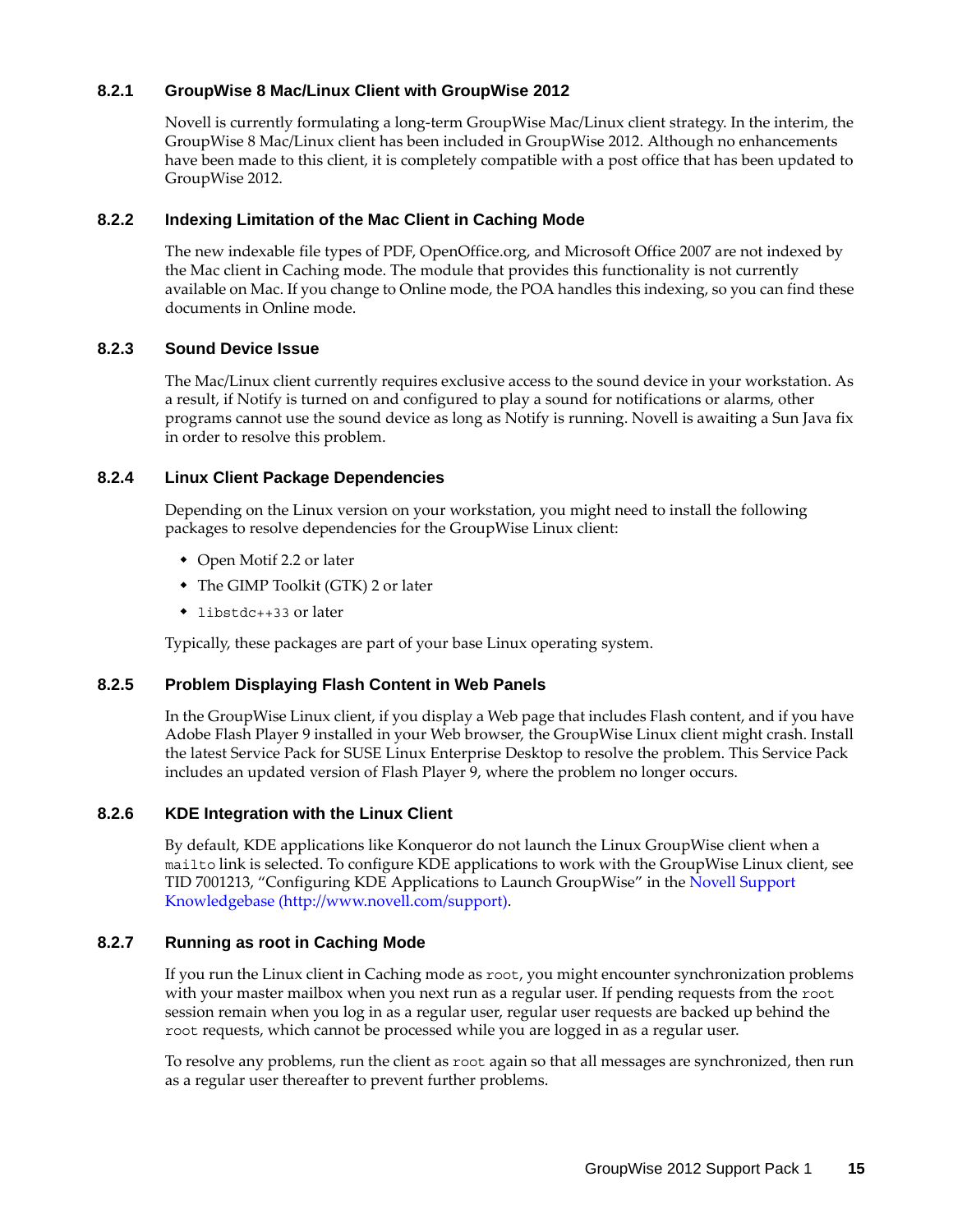### 8.2.1 GroupWise 8 Mac/Linux Client with GroupWise 2012

Novell is currently formulating a long-term GroupWise Mac/Linux client strategy. In the interim, the GroupWise 8 Mac/Linux client has been included in GroupWise 2012. Although no enhancements have been made to this client, it is completely compatible with a post office that has been updated to GroupWise 2012.

### 8.2.2 Indexing Limitation of the Mac Client in Caching Mode

The new indexable file types of PDF, OpenOffice.org, and Microsoft Office 2007 are not indexed by the Mac client in Caching mode. The module that provides this functionality is not currently available on Mac. If you change to Online mode, the POA handles this indexing, so you can find these documents in Online mode.

### 8.2.3 Sound Device Issue

The Mac/Linux client currently requires exclusive access to the sound device in your workstation. As a result, if Notify is turned on and configured to play a sound for notifications or alarms, other programs cannot use the sound device as long as Notify is running. Novell is awaiting a Sun Java fix in order to resolve this problem.

### 8.2.4 Linux Client Package Dependencies

Depending on the Linux version on your workstation, you might need to install the following packages to resolve dependencies for the GroupWise Linux client:

- Open Motif 2.2 or later
- The GIMP Toolkit (GTK) 2 or later
- `libstdc++33` or later

Typically, these packages are part of your base Linux operating system.

### 8.2.5 Problem Displaying Flash Content in Web Panels

In the GroupWise Linux client, if you display a Web page that includes Flash content, and if you have Adobe Flash Player 9 installed in your Web browser, the GroupWise Linux client might crash. Install the latest Service Pack for SUSE Linux Enterprise Desktop to resolve the problem. This Service Pack includes an updated version of Flash Player 9, where the problem no longer occurs.

### 8.2.6 KDE Integration with the Linux Client

By default, KDE applications like Konqueror do not launch the Linux GroupWise client when a `mailto` link is selected. To configure KDE applications to work with the GroupWise Linux client, see TID 7001213, "Configuring KDE Applications to Launch GroupWise" in the [Novell Support Knowledgebase (http://www.novell.com/support)](http://www.novell.com/support).

### 8.2.7 Running as root in Caching Mode

If you run the Linux client in Caching mode as `root`, you might encounter synchronization problems with your master mailbox when you next run as a regular user. If pending requests from the `root` session remain when you log in as a regular user, regular user requests are backed up behind the `root` requests, which cannot be processed while you are logged in as a regular user.

To resolve any problems, run the client as `root` again so that all messages are synchronized, then run as a regular user thereafter to prevent further problems.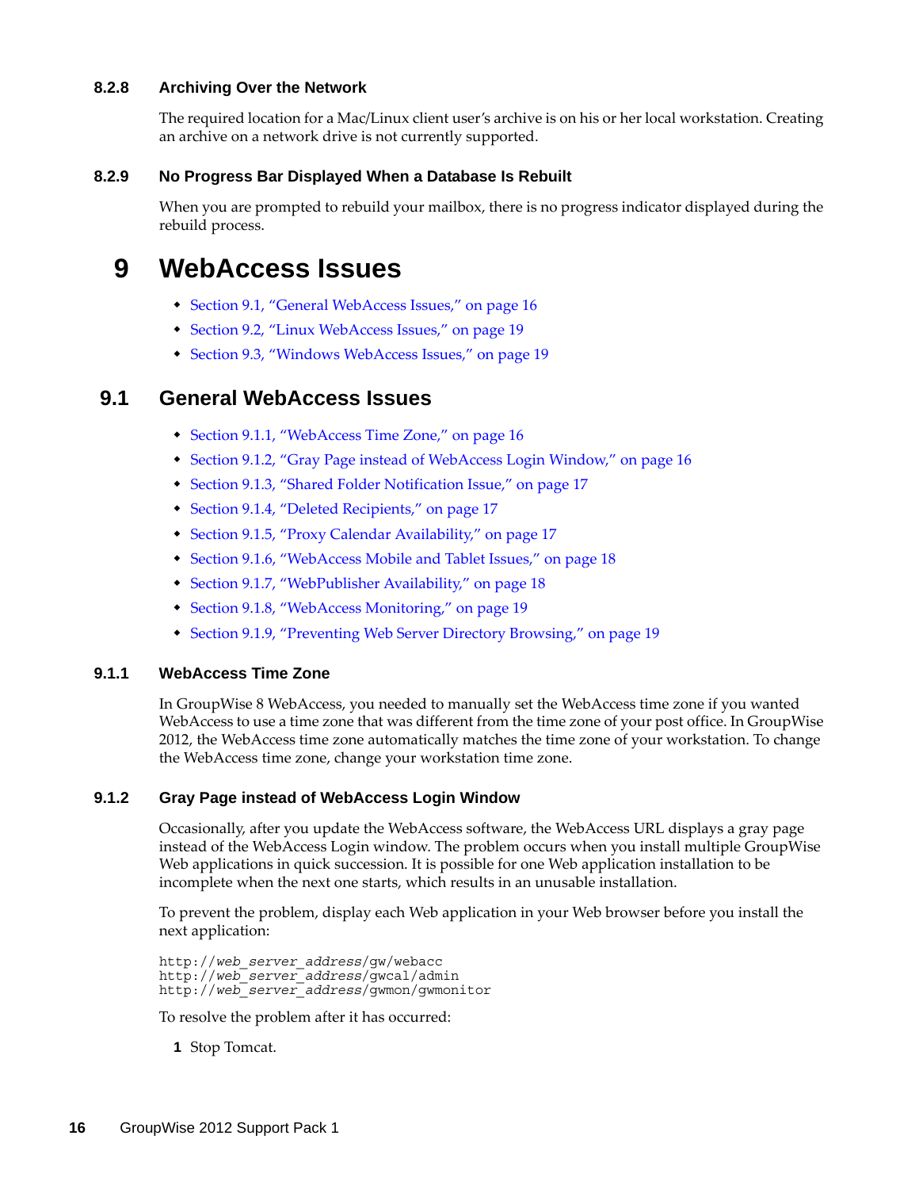### 8.2.8 Archiving Over the Network

The required location for a Mac/Linux client user's archive is on his or her local workstation. Creating an archive on a network drive is not currently supported.

### 8.2.9 No Progress Bar Displayed When a Database Is Rebuilt

When you are prompted to rebuild your mailbox, there is no progress indicator displayed during the rebuild process.

# 9 WebAccess Issues

- Section 9.1, "General WebAccess Issues," on page 16
- Section 9.2, "Linux WebAccess Issues," on page 19
- Section 9.3, "Windows WebAccess Issues," on page 19

## 9.1 General WebAccess Issues

- Section 9.1.1, "WebAccess Time Zone," on page 16
- Section 9.1.2, "Gray Page instead of WebAccess Login Window," on page 16
- Section 9.1.3, "Shared Folder Notification Issue," on page 17
- Section 9.1.4, "Deleted Recipients," on page 17
- Section 9.1.5, "Proxy Calendar Availability," on page 17
- Section 9.1.6, "WebAccess Mobile and Tablet Issues," on page 18
- Section 9.1.7, "WebPublisher Availability," on page 18
- Section 9.1.8, "WebAccess Monitoring," on page 19
- Section 9.1.9, "Preventing Web Server Directory Browsing," on page 19

### 9.1.1 WebAccess Time Zone

In GroupWise 8 WebAccess, you needed to manually set the WebAccess time zone if you wanted WebAccess to use a time zone that was different from the time zone of your post office. In GroupWise 2012, the WebAccess time zone automatically matches the time zone of your workstation. To change the WebAccess time zone, change your workstation time zone.

### 9.1.2 Gray Page instead of WebAccess Login Window

Occasionally, after you update the WebAccess software, the WebAccess URL displays a gray page instead of the WebAccess Login window. The problem occurs when you install multiple GroupWise Web applications in quick succession. It is possible for one Web application installation to be incomplete when the next one starts, which results in an unusable installation.

To prevent the problem, display each Web application in your Web browser before you install the next application:

```
http://web_server_address/gw/webacc
http://web_server_address/gwcal/admin
http://web_server_address/gwmon/gwmonitor
```

To resolve the problem after it has occurred:

1. Stop Tomcat.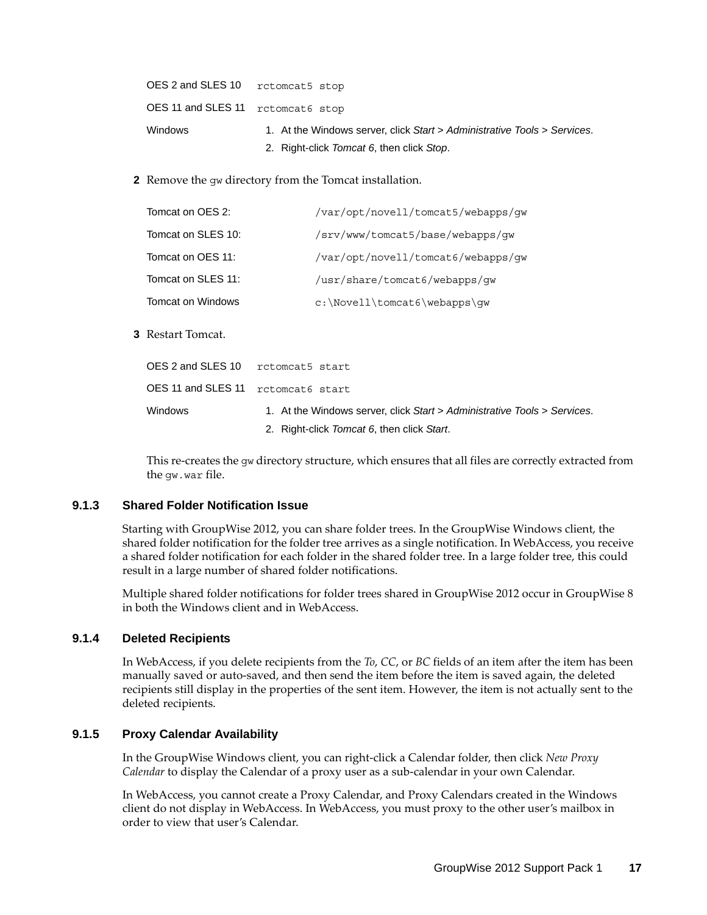| | |
|---|---|
| OES 2 and SLES 10 | `rctomcat5 stop` |
| OES 11 and SLES 11 | `rctomcat6 stop` |
| Windows | 1. At the Windows server, click *Start* > *Administrative Tools* > *Services*. 2. Right-click *Tomcat 6*, then click *Stop*. |

**2** Remove the `gw` directory from the Tomcat installation.

| | |
|---|---|
| Tomcat on OES 2: | `/var/opt/novell/tomcat5/webapps/gw` |
| Tomcat on SLES 10: | `/srv/www/tomcat5/base/webapps/gw` |
| Tomcat on OES 11: | `/var/opt/novell/tomcat6/webapps/gw` |
| Tomcat on SLES 11: | `/usr/share/tomcat6/webapps/gw` |
| Tomcat on Windows | `c:\Novell\tomcat6\webapps\gw` |

**3** Restart Tomcat.

| | |
|---|---|
| OES 2 and SLES 10 | `rctomcat5 start` |
| OES 11 and SLES 11 | `rctomcat6 start` |
| Windows | 1. At the Windows server, click *Start* > *Administrative Tools* > *Services*. 2. Right-click *Tomcat 6*, then click *Start*. |

This re-creates the `gw` directory structure, which ensures that all files are correctly extracted from the `gw.war` file.

### 9.1.3 Shared Folder Notification Issue

Starting with GroupWise 2012, you can share folder trees. In the GroupWise Windows client, the shared folder notification for the folder tree arrives as a single notification. In WebAccess, you receive a shared folder notification for each folder in the shared folder tree. In a large folder tree, this could result in a large number of shared folder notifications.

Multiple shared folder notifications for folder trees shared in GroupWise 2012 occur in GroupWise 8 in both the Windows client and in WebAccess.

### 9.1.4 Deleted Recipients

In WebAccess, if you delete recipients from the *To*, *CC*, or *BC* fields of an item after the item has been manually saved or auto-saved, and then send the item before the item is saved again, the deleted recipients still display in the properties of the sent item. However, the item is not actually sent to the deleted recipients.

### 9.1.5 Proxy Calendar Availability

In the GroupWise Windows client, you can right-click a Calendar folder, then click *New Proxy Calendar* to display the Calendar of a proxy user as a sub-calendar in your own Calendar.

In WebAccess, you cannot create a Proxy Calendar, and Proxy Calendars created in the Windows client do not display in WebAccess. In WebAccess, you must proxy to the other user's mailbox in order to view that user's Calendar.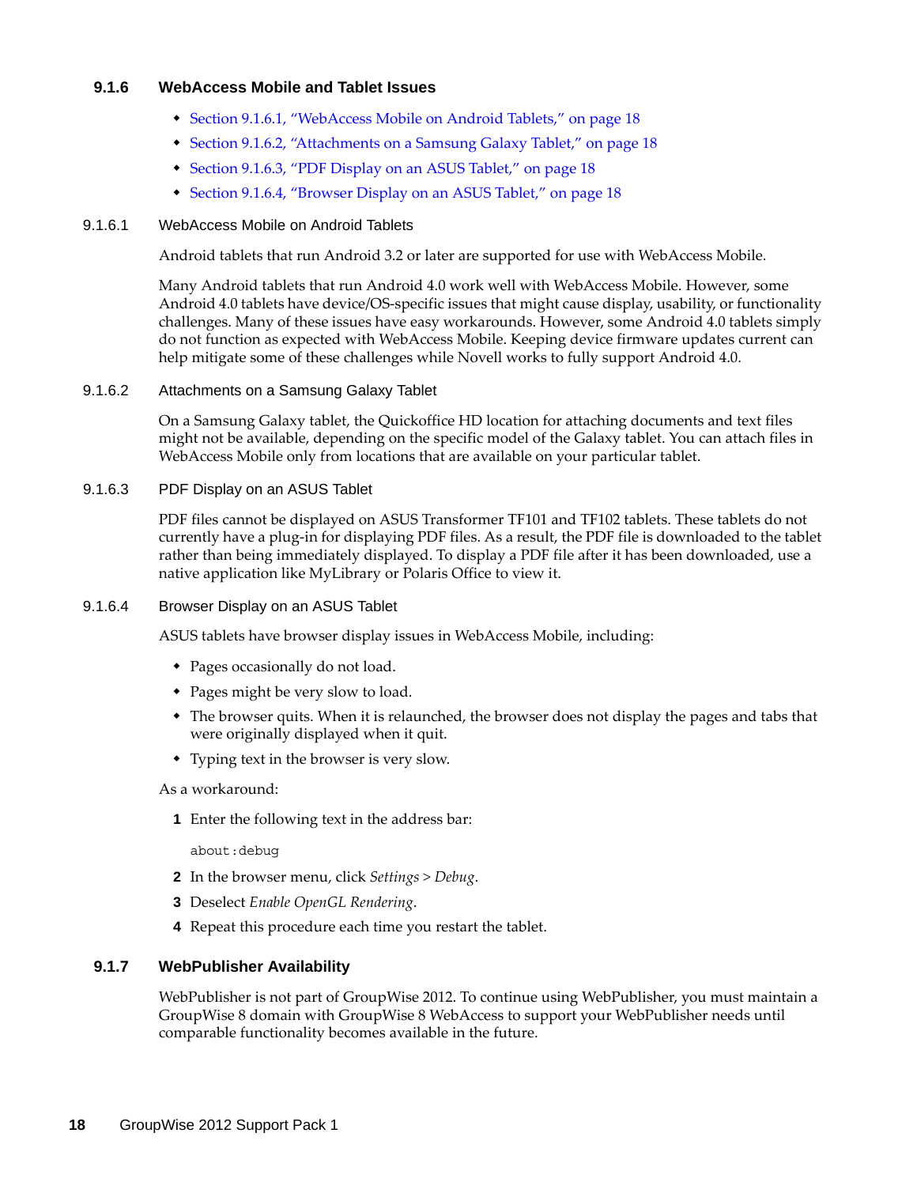### 9.1.6 WebAccess Mobile and Tablet Issues

- Section 9.1.6.1, "WebAccess Mobile on Android Tablets," on page 18
- Section 9.1.6.2, "Attachments on a Samsung Galaxy Tablet," on page 18
- Section 9.1.6.3, "PDF Display on an ASUS Tablet," on page 18
- Section 9.1.6.4, "Browser Display on an ASUS Tablet," on page 18

#### 9.1.6.1 WebAccess Mobile on Android Tablets

Android tablets that run Android 3.2 or later are supported for use with WebAccess Mobile.

Many Android tablets that run Android 4.0 work well with WebAccess Mobile. However, some Android 4.0 tablets have device/OS-specific issues that might cause display, usability, or functionality challenges. Many of these issues have easy workarounds. However, some Android 4.0 tablets simply do not function as expected with WebAccess Mobile. Keeping device firmware updates current can help mitigate some of these challenges while Novell works to fully support Android 4.0.

#### 9.1.6.2 Attachments on a Samsung Galaxy Tablet

On a Samsung Galaxy tablet, the Quickoffice HD location for attaching documents and text files might not be available, depending on the specific model of the Galaxy tablet. You can attach files in WebAccess Mobile only from locations that are available on your particular tablet.

#### 9.1.6.3 PDF Display on an ASUS Tablet

PDF files cannot be displayed on ASUS Transformer TF101 and TF102 tablets. These tablets do not currently have a plug-in for displaying PDF files. As a result, the PDF file is downloaded to the tablet rather than being immediately displayed. To display a PDF file after it has been downloaded, use a native application like MyLibrary or Polaris Office to view it.

#### 9.1.6.4 Browser Display on an ASUS Tablet

ASUS tablets have browser display issues in WebAccess Mobile, including:

- Pages occasionally do not load.
- Pages might be very slow to load.
- The browser quits. When it is relaunched, the browser does not display the pages and tabs that were originally displayed when it quit.
- Typing text in the browser is very slow.

As a workaround:

1. Enter the following text in the address bar:

   ```
   about:debug
   ```

2. In the browser menu, click *Settings* > *Debug*.
3. Deselect *Enable OpenGL Rendering*.
4. Repeat this procedure each time you restart the tablet.

### 9.1.7 WebPublisher Availability

WebPublisher is not part of GroupWise 2012. To continue using WebPublisher, you must maintain a GroupWise 8 domain with GroupWise 8 WebAccess to support your WebPublisher needs until comparable functionality becomes available in the future.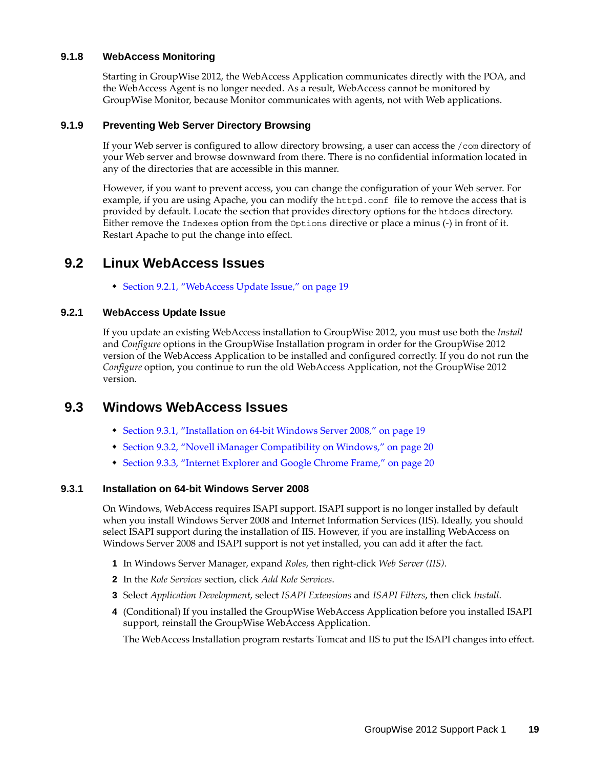### 9.1.8 WebAccess Monitoring

Starting in GroupWise 2012, the WebAccess Application communicates directly with the POA, and the WebAccess Agent is no longer needed. As a result, WebAccess cannot be monitored by GroupWise Monitor, because Monitor communicates with agents, not with Web applications.

### 9.1.9 Preventing Web Server Directory Browsing

If your Web server is configured to allow directory browsing, a user can access the `/com` directory of your Web server and browse downward from there. There is no confidential information located in any of the directories that are accessible in this manner.

However, if you want to prevent access, you can change the configuration of your Web server. For example, if you are using Apache, you can modify the `httpd.conf` file to remove the access that is provided by default. Locate the section that provides directory options for the `htdocs` directory. Either remove the `Indexes` option from the `Options` directive or place a minus (-) in front of it. Restart Apache to put the change into effect.

## 9.2 Linux WebAccess Issues

- Section 9.2.1, "WebAccess Update Issue," on page 19

### 9.2.1 WebAccess Update Issue

If you update an existing WebAccess installation to GroupWise 2012, you must use both the *Install* and *Configure* options in the GroupWise Installation program in order for the GroupWise 2012 version of the WebAccess Application to be installed and configured correctly. If you do not run the *Configure* option, you continue to run the old WebAccess Application, not the GroupWise 2012 version.

## 9.3 Windows WebAccess Issues

- Section 9.3.1, "Installation on 64-bit Windows Server 2008," on page 19
- Section 9.3.2, "Novell iManager Compatibility on Windows," on page 20
- Section 9.3.3, "Internet Explorer and Google Chrome Frame," on page 20

### 9.3.1 Installation on 64-bit Windows Server 2008

On Windows, WebAccess requires ISAPI support. ISAPI support is no longer installed by default when you install Windows Server 2008 and Internet Information Services (IIS). Ideally, you should select ISAPI support during the installation of IIS. However, if you are installing WebAccess on Windows Server 2008 and ISAPI support is not yet installed, you can add it after the fact.

1. In Windows Server Manager, expand *Roles*, then right-click *Web Server (IIS)*.
2. In the *Role Services* section, click *Add Role Services*.
3. Select *Application Development*, select *ISAPI Extensions* and *ISAPI Filters*, then click *Install*.
4. (Conditional) If you installed the GroupWise WebAccess Application before you installed ISAPI support, reinstall the GroupWise WebAccess Application.

   The WebAccess Installation program restarts Tomcat and IIS to put the ISAPI changes into effect.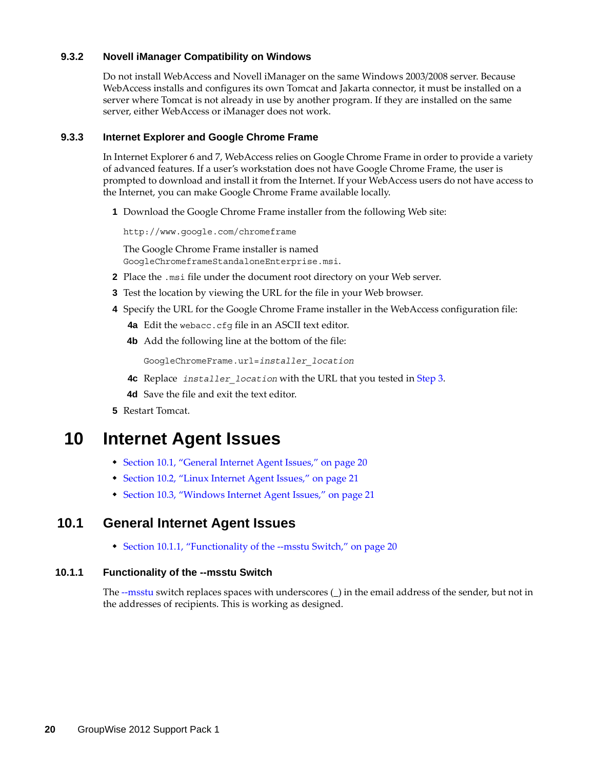### 9.3.2 Novell iManager Compatibility on Windows

Do not install WebAccess and Novell iManager on the same Windows 2003/2008 server. Because WebAccess installs and configures its own Tomcat and Jakarta connector, it must be installed on a server where Tomcat is not already in use by another program. If they are installed on the same server, either WebAccess or iManager does not work.

### 9.3.3 Internet Explorer and Google Chrome Frame

In Internet Explorer 6 and 7, WebAccess relies on Google Chrome Frame in order to provide a variety of advanced features. If a user's workstation does not have Google Chrome Frame, the user is prompted to download and install it from the Internet. If your WebAccess users do not have access to the Internet, you can make Google Chrome Frame available locally.

1. Download the Google Chrome Frame installer from the following Web site:

   ```
   http://www.google.com/chromeframe
   ```

   The Google Chrome Frame installer is named `GoogleChromeframeStandaloneEnterprise.msi`.
2. Place the `.msi` file under the document root directory on your Web server.
3. Test the location by viewing the URL for the file in your Web browser.
4. Specify the URL for the Google Chrome Frame installer in the WebAccess configuration file:
   - **4a** Edit the `webacc.cfg` file in an ASCII text editor.
   - **4b** Add the following line at the bottom of the file:

     ```
     GoogleChromeFrame.url=installer_location
     ```

   - **4c** Replace *`installer_location`* with the URL that you tested in Step 3.
   - **4d** Save the file and exit the text editor.
5. Restart Tomcat.

# 10 Internet Agent Issues

- Section 10.1, "General Internet Agent Issues," on page 20
- Section 10.2, "Linux Internet Agent Issues," on page 21
- Section 10.3, "Windows Internet Agent Issues," on page 21

## 10.1 General Internet Agent Issues

- Section 10.1.1, "Functionality of the --msstu Switch," on page 20

### 10.1.1 Functionality of the --msstu Switch

The --msstu switch replaces spaces with underscores (_) in the email address of the sender, but not in the addresses of recipients. This is working as designed.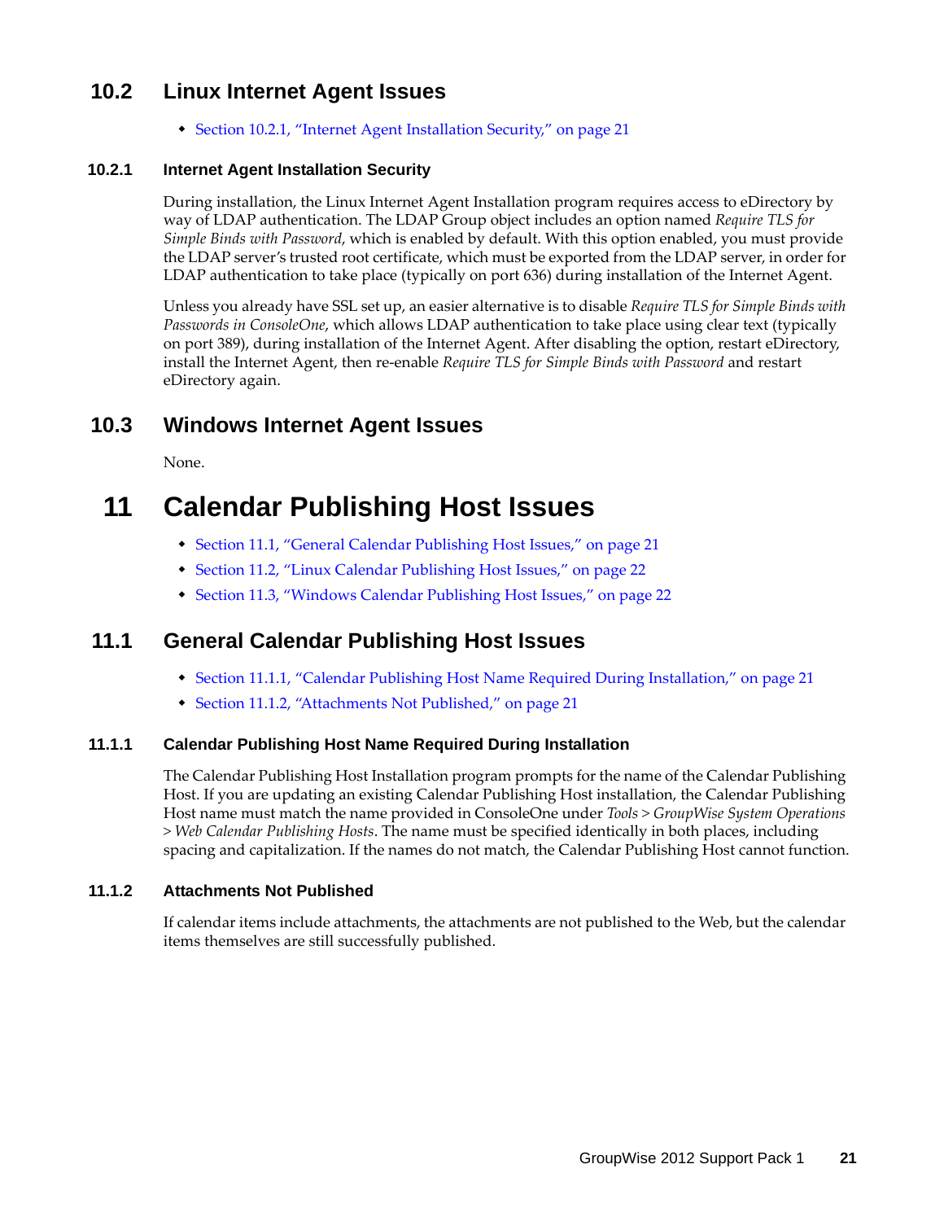## 10.2 Linux Internet Agent Issues

- Section 10.2.1, "Internet Agent Installation Security," on page 21

### 10.2.1 Internet Agent Installation Security

During installation, the Linux Internet Agent Installation program requires access to eDirectory by way of LDAP authentication. The LDAP Group object includes an option named *Require TLS for Simple Binds with Password*, which is enabled by default. With this option enabled, you must provide the LDAP server's trusted root certificate, which must be exported from the LDAP server, in order for LDAP authentication to take place (typically on port 636) during installation of the Internet Agent.

Unless you already have SSL set up, an easier alternative is to disable *Require TLS for Simple Binds with Passwords in ConsoleOne*, which allows LDAP authentication to take place using clear text (typically on port 389), during installation of the Internet Agent. After disabling the option, restart eDirectory, install the Internet Agent, then re-enable *Require TLS for Simple Binds with Password* and restart eDirectory again.

## 10.3 Windows Internet Agent Issues

None.

# 11 Calendar Publishing Host Issues

- Section 11.1, "General Calendar Publishing Host Issues," on page 21
- Section 11.2, "Linux Calendar Publishing Host Issues," on page 22
- Section 11.3, "Windows Calendar Publishing Host Issues," on page 22

## 11.1 General Calendar Publishing Host Issues

- Section 11.1.1, "Calendar Publishing Host Name Required During Installation," on page 21
- Section 11.1.2, "Attachments Not Published," on page 21

### 11.1.1 Calendar Publishing Host Name Required During Installation

The Calendar Publishing Host Installation program prompts for the name of the Calendar Publishing Host. If you are updating an existing Calendar Publishing Host installation, the Calendar Publishing Host name must match the name provided in ConsoleOne under *Tools* > *GroupWise System Operations* > *Web Calendar Publishing Hosts*. The name must be specified identically in both places, including spacing and capitalization. If the names do not match, the Calendar Publishing Host cannot function.

### 11.1.2 Attachments Not Published

If calendar items include attachments, the attachments are not published to the Web, but the calendar items themselves are still successfully published.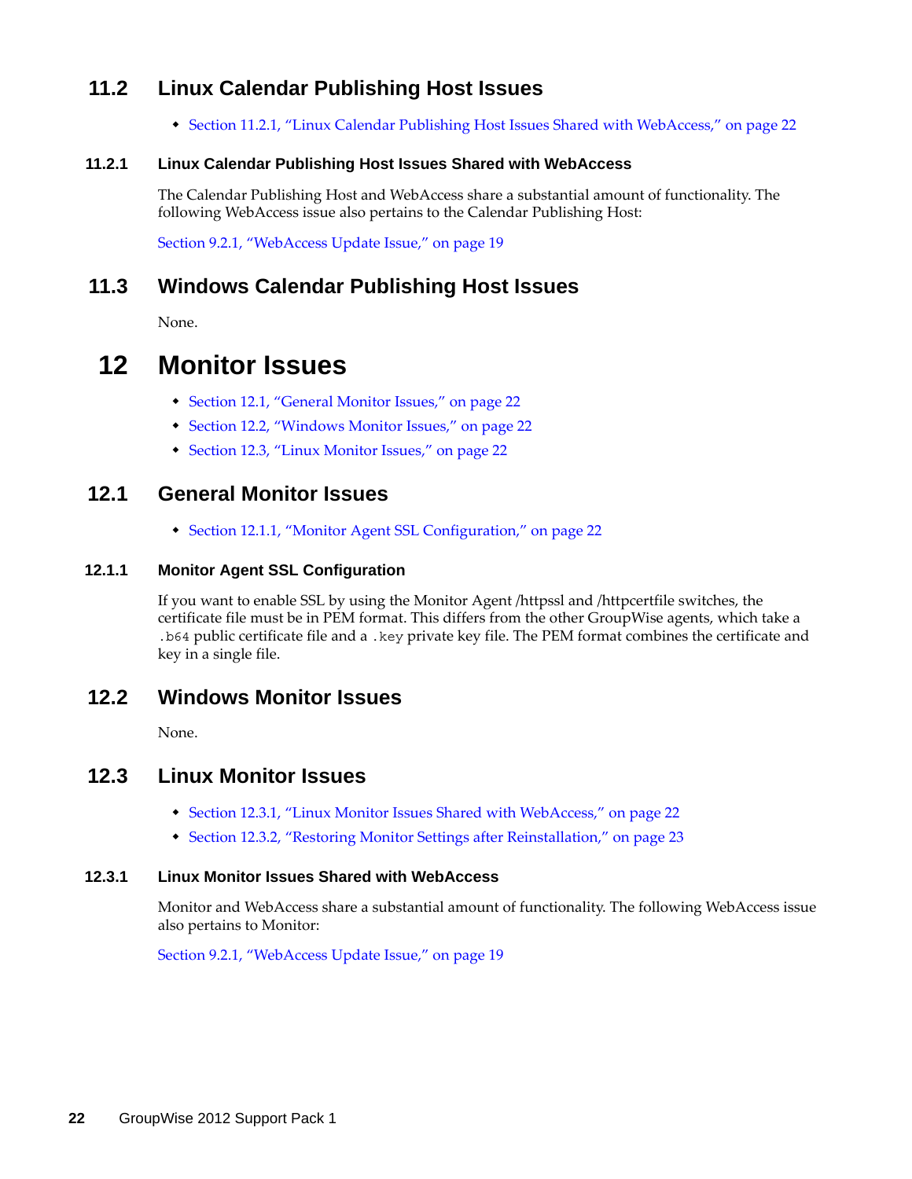## 11.2 Linux Calendar Publishing Host Issues

- Section 11.2.1, "Linux Calendar Publishing Host Issues Shared with WebAccess," on page 22

### 11.2.1 Linux Calendar Publishing Host Issues Shared with WebAccess

The Calendar Publishing Host and WebAccess share a substantial amount of functionality. The following WebAccess issue also pertains to the Calendar Publishing Host:

Section 9.2.1, "WebAccess Update Issue," on page 19

## 11.3 Windows Calendar Publishing Host Issues

None.

# 12 Monitor Issues

- Section 12.1, "General Monitor Issues," on page 22
- Section 12.2, "Windows Monitor Issues," on page 22
- Section 12.3, "Linux Monitor Issues," on page 22

## 12.1 General Monitor Issues

- Section 12.1.1, "Monitor Agent SSL Configuration," on page 22

### 12.1.1 Monitor Agent SSL Configuration

If you want to enable SSL by using the Monitor Agent /httpssl and /httpcertfile switches, the certificate file must be in PEM format. This differs from the other GroupWise agents, which take a `.b64` public certificate file and a `.key` private key file. The PEM format combines the certificate and key in a single file.

## 12.2 Windows Monitor Issues

None.

## 12.3 Linux Monitor Issues

- Section 12.3.1, "Linux Monitor Issues Shared with WebAccess," on page 22
- Section 12.3.2, "Restoring Monitor Settings after Reinstallation," on page 23

### 12.3.1 Linux Monitor Issues Shared with WebAccess

Monitor and WebAccess share a substantial amount of functionality. The following WebAccess issue also pertains to Monitor:

Section 9.2.1, "WebAccess Update Issue," on page 19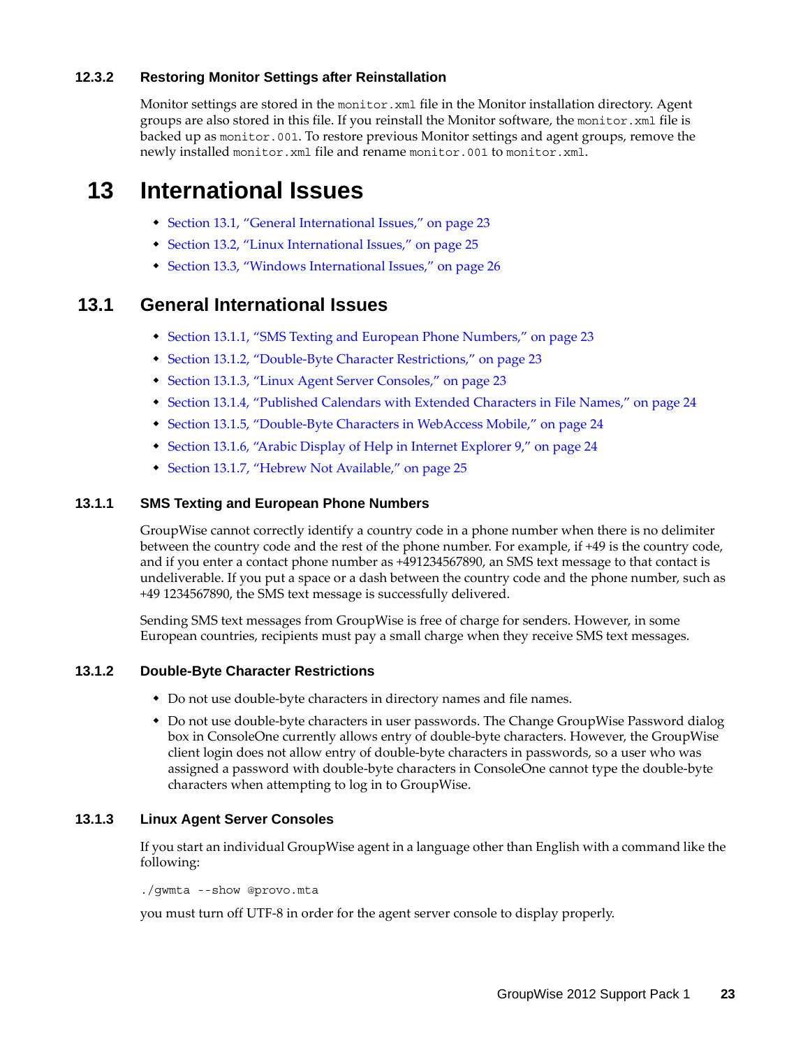### 12.3.2 Restoring Monitor Settings after Reinstallation

Monitor settings are stored in the `monitor.xml` file in the Monitor installation directory. Agent groups are also stored in this file. If you reinstall the Monitor software, the `monitor.xml` file is backed up as `monitor.001`. To restore previous Monitor settings and agent groups, remove the newly installed `monitor.xml` file and rename `monitor.001` to `monitor.xml`.

# 13 International Issues

- Section 13.1, "General International Issues," on page 23
- Section 13.2, "Linux International Issues," on page 25
- Section 13.3, "Windows International Issues," on page 26

## 13.1 General International Issues

- Section 13.1.1, "SMS Texting and European Phone Numbers," on page 23
- Section 13.1.2, "Double-Byte Character Restrictions," on page 23
- Section 13.1.3, "Linux Agent Server Consoles," on page 23
- Section 13.1.4, "Published Calendars with Extended Characters in File Names," on page 24
- Section 13.1.5, "Double-Byte Characters in WebAccess Mobile," on page 24
- Section 13.1.6, "Arabic Display of Help in Internet Explorer 9," on page 24
- Section 13.1.7, "Hebrew Not Available," on page 25

### 13.1.1 SMS Texting and European Phone Numbers

GroupWise cannot correctly identify a country code in a phone number when there is no delimiter between the country code and the rest of the phone number. For example, if +49 is the country code, and if you enter a contact phone number as +491234567890, an SMS text message to that contact is undeliverable. If you put a space or a dash between the country code and the phone number, such as +49 1234567890, the SMS text message is successfully delivered.

Sending SMS text messages from GroupWise is free of charge for senders. However, in some European countries, recipients must pay a small charge when they receive SMS text messages.

### 13.1.2 Double-Byte Character Restrictions

- Do not use double-byte characters in directory names and file names.
- Do not use double-byte characters in user passwords. The Change GroupWise Password dialog box in ConsoleOne currently allows entry of double-byte characters. However, the GroupWise client login does not allow entry of double-byte characters in passwords, so a user who was assigned a password with double-byte characters in ConsoleOne cannot type the double-byte characters when attempting to log in to GroupWise.

### 13.1.3 Linux Agent Server Consoles

If you start an individual GroupWise agent in a language other than English with a command like the following:

```
./gwmta --show @provo.mta
```

you must turn off UTF-8 in order for the agent server console to display properly.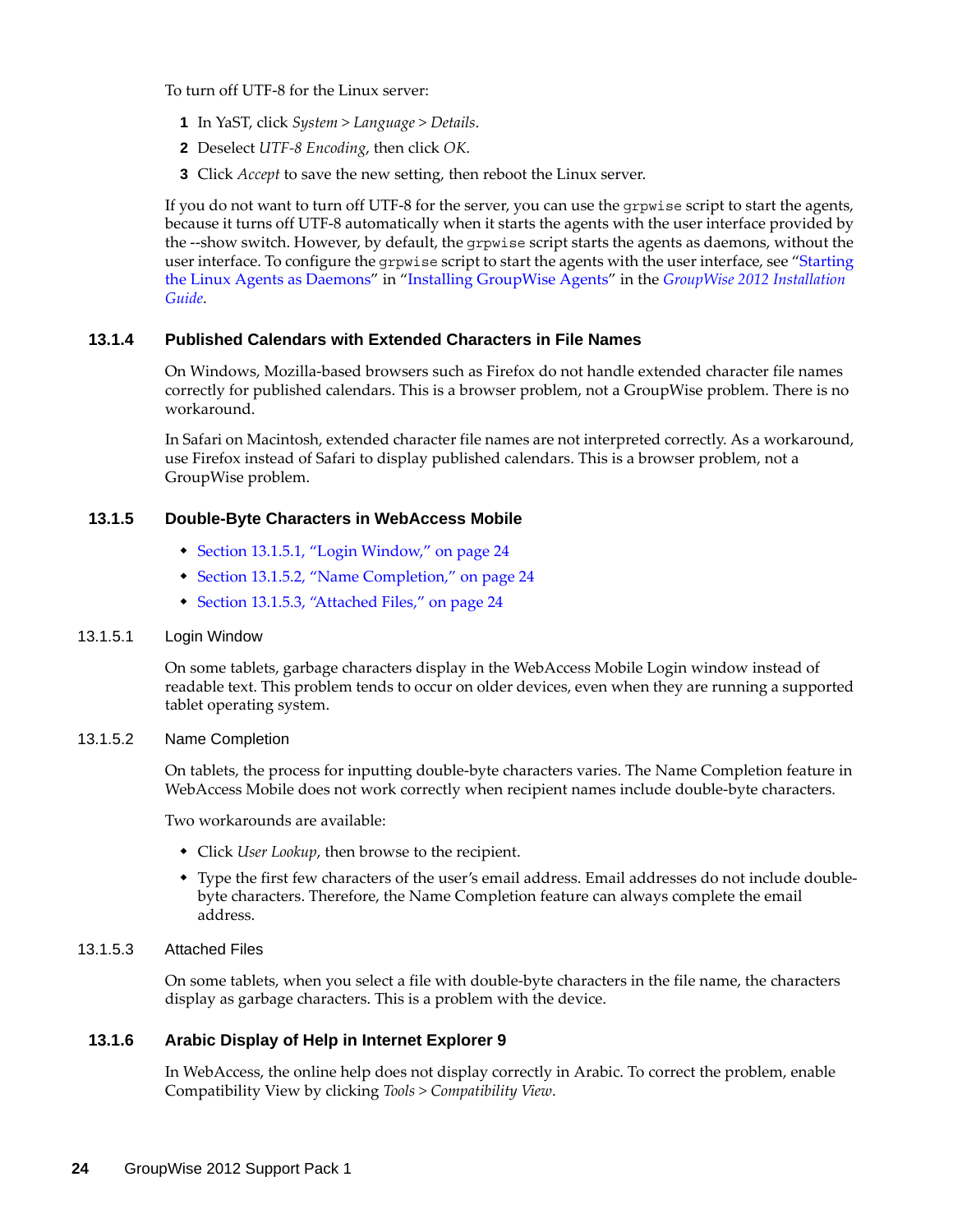To turn off UTF-8 for the Linux server:

1. In YaST, click *System* > *Language* > *Details*.
2. Deselect *UTF-8 Encoding*, then click *OK*.
3. Click *Accept* to save the new setting, then reboot the Linux server.

If you do not want to turn off UTF-8 for the server, you can use the `grpwise` script to start the agents, because it turns off UTF-8 automatically when it starts the agents with the user interface provided by the --show switch. However, by default, the `grpwise` script starts the agents as daemons, without the user interface. To configure the `grpwise` script to start the agents with the user interface, see "Starting the Linux Agents as Daemons" in "Installing GroupWise Agents" in the *GroupWise 2012 Installation Guide*.

### 13.1.4 Published Calendars with Extended Characters in File Names

On Windows, Mozilla-based browsers such as Firefox do not handle extended character file names correctly for published calendars. This is a browser problem, not a GroupWise problem. There is no workaround.

In Safari on Macintosh, extended character file names are not interpreted correctly. As a workaround, use Firefox instead of Safari to display published calendars. This is a browser problem, not a GroupWise problem.

### 13.1.5 Double-Byte Characters in WebAccess Mobile

- Section 13.1.5.1, "Login Window," on page 24
- Section 13.1.5.2, "Name Completion," on page 24
- Section 13.1.5.3, "Attached Files," on page 24

#### 13.1.5.1 Login Window

On some tablets, garbage characters display in the WebAccess Mobile Login window instead of readable text. This problem tends to occur on older devices, even when they are running a supported tablet operating system.

#### 13.1.5.2 Name Completion

On tablets, the process for inputting double-byte characters varies. The Name Completion feature in WebAccess Mobile does not work correctly when recipient names include double-byte characters.

Two workarounds are available:

- Click *User Lookup*, then browse to the recipient.
- Type the first few characters of the user's email address. Email addresses do not include double-byte characters. Therefore, the Name Completion feature can always complete the email address.

#### 13.1.5.3 Attached Files

On some tablets, when you select a file with double-byte characters in the file name, the characters display as garbage characters. This is a problem with the device.

### 13.1.6 Arabic Display of Help in Internet Explorer 9

In WebAccess, the online help does not display correctly in Arabic. To correct the problem, enable Compatibility View by clicking *Tools* > *Compatibility View*.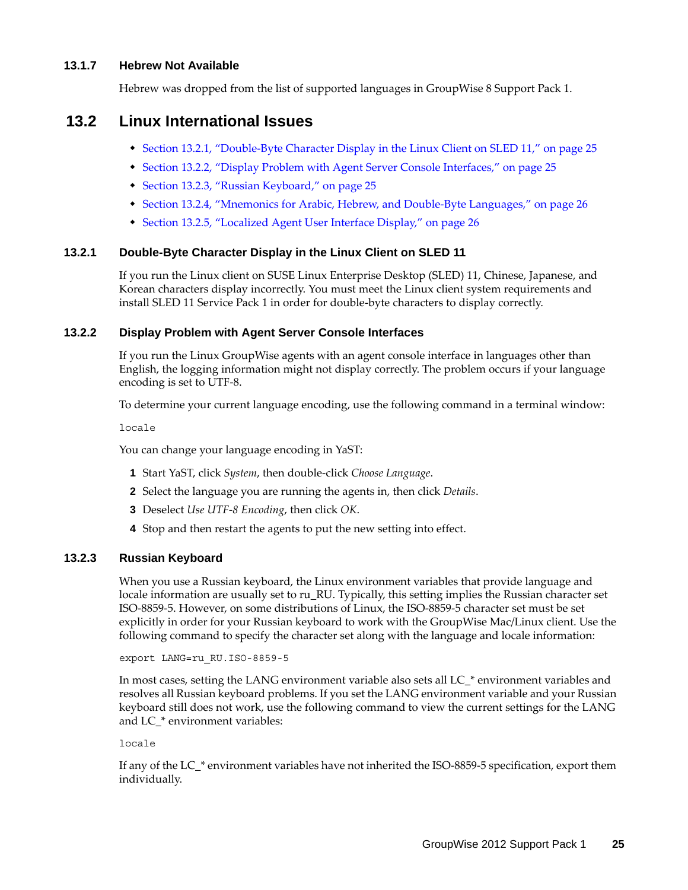### 13.1.7 Hebrew Not Available

Hebrew was dropped from the list of supported languages in GroupWise 8 Support Pack 1.

## 13.2 Linux International Issues

- Section 13.2.1, "Double-Byte Character Display in the Linux Client on SLED 11," on page 25
- Section 13.2.2, "Display Problem with Agent Server Console Interfaces," on page 25
- Section 13.2.3, "Russian Keyboard," on page 25
- Section 13.2.4, "Mnemonics for Arabic, Hebrew, and Double-Byte Languages," on page 26
- Section 13.2.5, "Localized Agent User Interface Display," on page 26

### 13.2.1 Double-Byte Character Display in the Linux Client on SLED 11

If you run the Linux client on SUSE Linux Enterprise Desktop (SLED) 11, Chinese, Japanese, and Korean characters display incorrectly. You must meet the Linux client system requirements and install SLED 11 Service Pack 1 in order for double-byte characters to display correctly.

### 13.2.2 Display Problem with Agent Server Console Interfaces

If you run the Linux GroupWise agents with an agent console interface in languages other than English, the logging information might not display correctly. The problem occurs if your language encoding is set to UTF-8.

To determine your current language encoding, use the following command in a terminal window:

```
locale
```

You can change your language encoding in YaST:

1. Start YaST, click *System*, then double-click *Choose Language*.
2. Select the language you are running the agents in, then click *Details*.
3. Deselect *Use UTF-8 Encoding*, then click *OK*.
4. Stop and then restart the agents to put the new setting into effect.

### 13.2.3 Russian Keyboard

When you use a Russian keyboard, the Linux environment variables that provide language and locale information are usually set to ru_RU. Typically, this setting implies the Russian character set ISO-8859-5. However, on some distributions of Linux, the ISO-8859-5 character set must be set explicitly in order for your Russian keyboard to work with the GroupWise Mac/Linux client. Use the following command to specify the character set along with the language and locale information:

```
export LANG=ru_RU.ISO-8859-5
```

In most cases, setting the LANG environment variable also sets all LC_* environment variables and resolves all Russian keyboard problems. If you set the LANG environment variable and your Russian keyboard still does not work, use the following command to view the current settings for the LANG and LC_* environment variables:

```
locale
```

If any of the LC_* environment variables have not inherited the ISO-8859-5 specification, export them individually.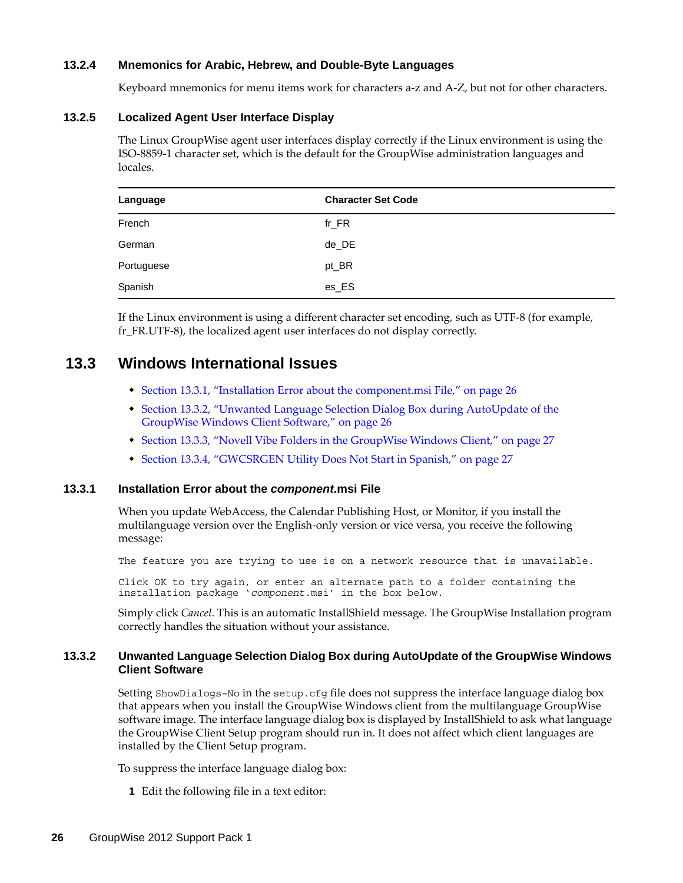### 13.2.4 Mnemonics for Arabic, Hebrew, and Double-Byte Languages

Keyboard mnemonics for menu items work for characters a-z and A-Z, but not for other characters.

### 13.2.5 Localized Agent User Interface Display

The Linux GroupWise agent user interfaces display correctly if the Linux environment is using the ISO-8859-1 character set, which is the default for the GroupWise administration languages and locales.

| Language | Character Set Code |
|---|---|
| French | fr_FR |
| German | de_DE |
| Portuguese | pt_BR |
| Spanish | es_ES |

If the Linux environment is using a different character set encoding, such as UTF-8 (for example, fr_FR.UTF-8), the localized agent user interfaces do not display correctly.

## 13.3 Windows International Issues

- Section 13.3.1, "Installation Error about the component.msi File," on page 26
- Section 13.3.2, "Unwanted Language Selection Dialog Box during AutoUpdate of the GroupWise Windows Client Software," on page 26
- Section 13.3.3, "Novell Vibe Folders in the GroupWise Windows Client," on page 27
- Section 13.3.4, "GWCSRGEN Utility Does Not Start in Spanish," on page 27

### 13.3.1 Installation Error about the *component*.msi File

When you update WebAccess, the Calendar Publishing Host, or Monitor, if you install the multilanguage version over the English-only version or vice versa, you receive the following message:

```
The feature you are trying to use is on a network resource that is unavailable.

Click OK to try again, or enter an alternate path to a folder containing the
installation package 'component.msi' in the box below.
```

Simply click *Cancel*. This is an automatic InstallShield message. The GroupWise Installation program correctly handles the situation without your assistance.

### 13.3.2 Unwanted Language Selection Dialog Box during AutoUpdate of the GroupWise Windows Client Software

Setting `ShowDialogs=No` in the `setup.cfg` file does not suppress the interface language dialog box that appears when you install the GroupWise Windows client from the multilanguage GroupWise software image. The interface language dialog box is displayed by InstallShield to ask what language the GroupWise Client Setup program should run in. It does not affect which client languages are installed by the Client Setup program.

To suppress the interface language dialog box:

1 Edit the following file in a text editor: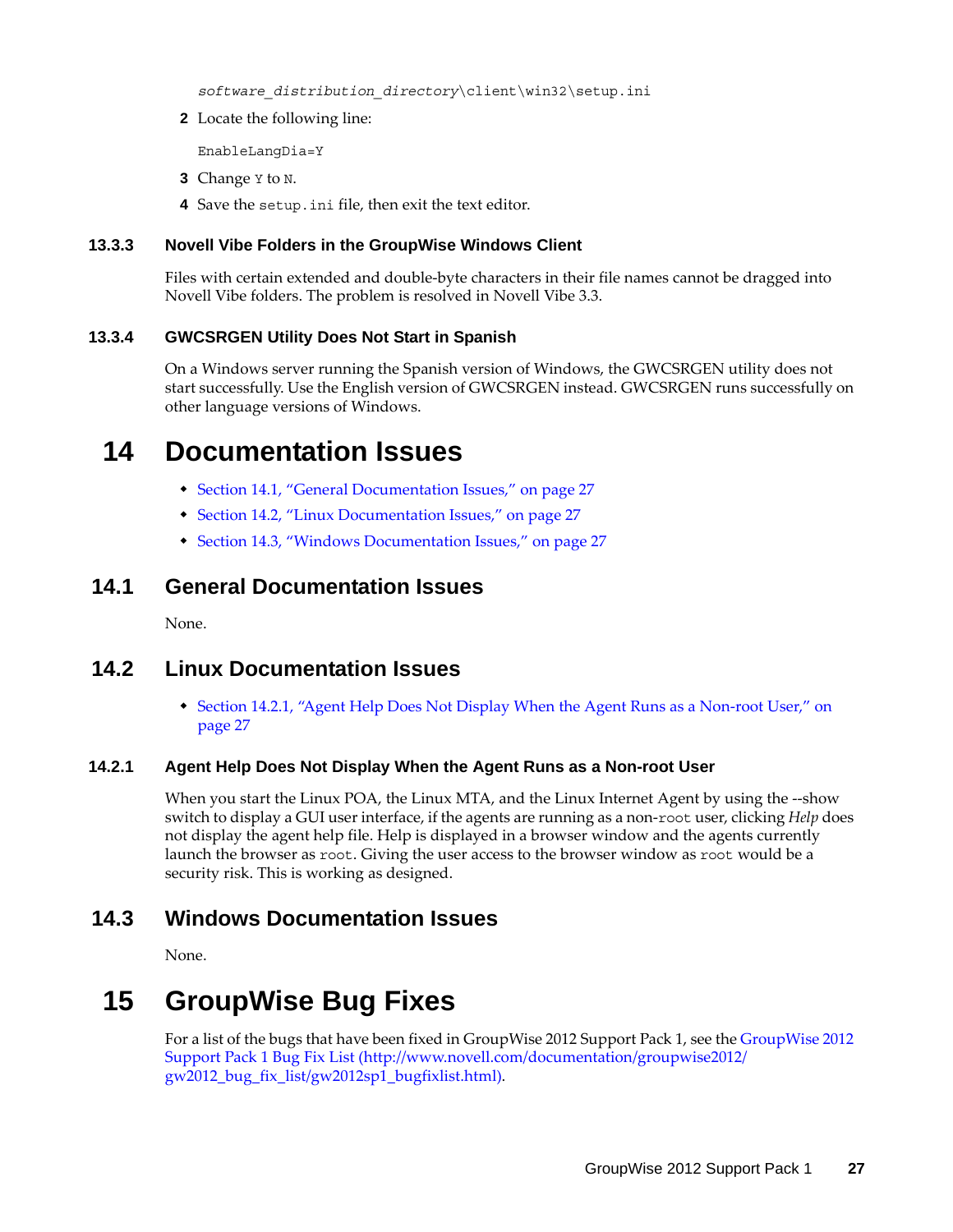```
software_distribution_directory\client\win32\setup.ini
```

2. Locate the following line:

```
EnableLangDia=Y
```

3. Change `Y` to `N`.
4. Save the `setup.ini` file, then exit the text editor.

#### 13.3.3 Novell Vibe Folders in the GroupWise Windows Client

Files with certain extended and double-byte characters in their file names cannot be dragged into Novell Vibe folders. The problem is resolved in Novell Vibe 3.3.

#### 13.3.4 GWCSRGEN Utility Does Not Start in Spanish

On a Windows server running the Spanish version of Windows, the GWCSRGEN utility does not start successfully. Use the English version of GWCSRGEN instead. GWCSRGEN runs successfully on other language versions of Windows.

# 14 Documentation Issues

- Section 14.1, "General Documentation Issues," on page 27
- Section 14.2, "Linux Documentation Issues," on page 27
- Section 14.3, "Windows Documentation Issues," on page 27

## 14.1 General Documentation Issues

None.

## 14.2 Linux Documentation Issues

- Section 14.2.1, "Agent Help Does Not Display When the Agent Runs as a Non-root User," on page 27

#### 14.2.1 Agent Help Does Not Display When the Agent Runs as a Non-root User

When you start the Linux POA, the Linux MTA, and the Linux Internet Agent by using the --show switch to display a GUI user interface, if the agents are running as a non-`root` user, clicking *Help* does not display the agent help file. Help is displayed in a browser window and the agents currently launch the browser as `root`. Giving the user access to the browser window as `root` would be a security risk. This is working as designed.

## 14.3 Windows Documentation Issues

None.

# 15 GroupWise Bug Fixes

For a list of the bugs that have been fixed in GroupWise 2012 Support Pack 1, see the GroupWise 2012 Support Pack 1 Bug Fix List (http://www.novell.com/documentation/groupwise2012/gw2012_bug_fix_list/gw2012sp1_bugfixlist.html).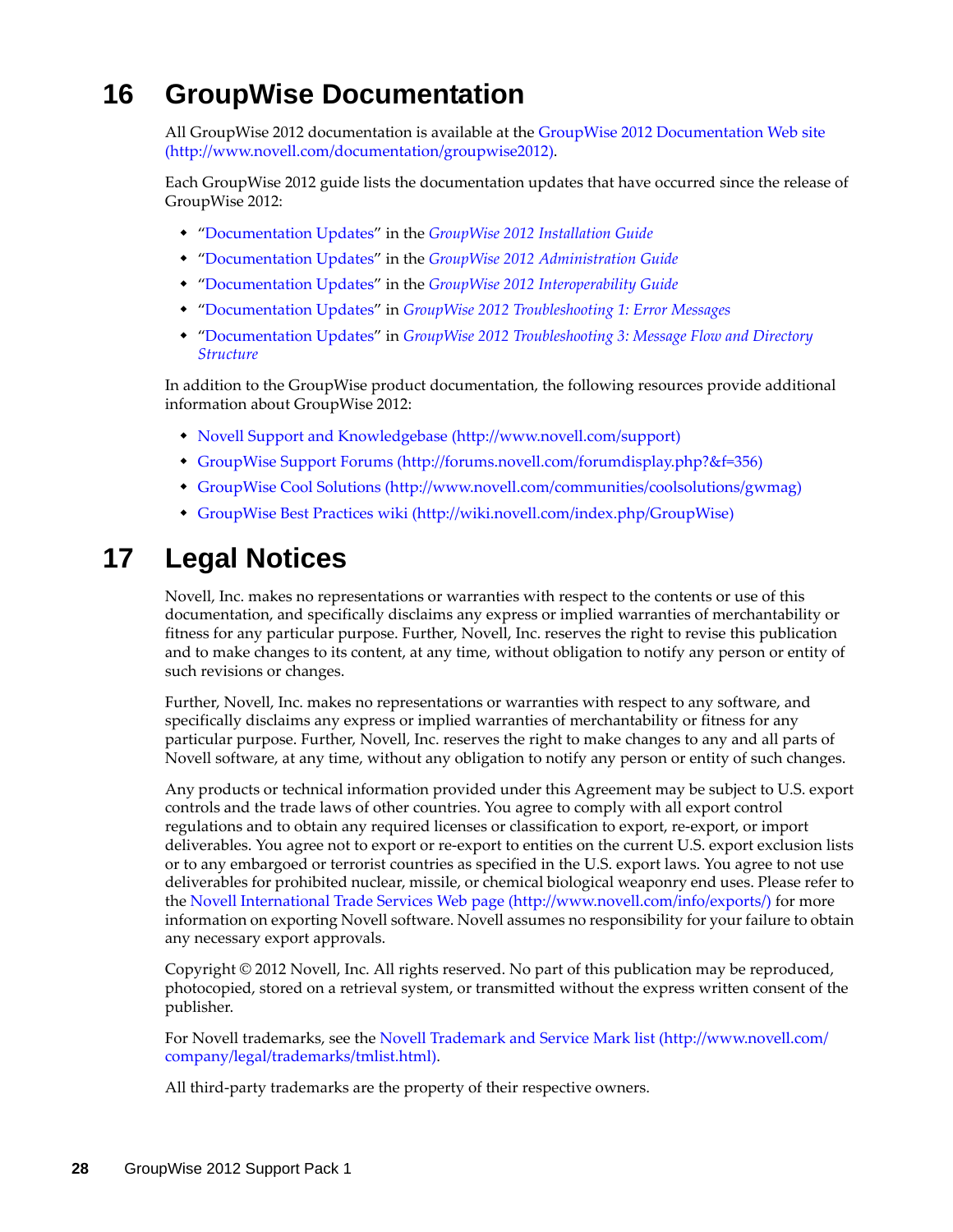# 16 GroupWise Documentation

All GroupWise 2012 documentation is available at the GroupWise 2012 Documentation Web site (http://www.novell.com/documentation/groupwise2012).

Each GroupWise 2012 guide lists the documentation updates that have occurred since the release of GroupWise 2012:

- "Documentation Updates" in the *GroupWise 2012 Installation Guide*
- "Documentation Updates" in the *GroupWise 2012 Administration Guide*
- "Documentation Updates" in the *GroupWise 2012 Interoperability Guide*
- "Documentation Updates" in *GroupWise 2012 Troubleshooting 1: Error Messages*
- "Documentation Updates" in *GroupWise 2012 Troubleshooting 3: Message Flow and Directory Structure*

In addition to the GroupWise product documentation, the following resources provide additional information about GroupWise 2012:

- Novell Support and Knowledgebase (http://www.novell.com/support)
- GroupWise Support Forums (http://forums.novell.com/forumdisplay.php?&f=356)
- GroupWise Cool Solutions (http://www.novell.com/communities/coolsolutions/gwmag)
- GroupWise Best Practices wiki (http://wiki.novell.com/index.php/GroupWise)

# 17 Legal Notices

Novell, Inc. makes no representations or warranties with respect to the contents or use of this documentation, and specifically disclaims any express or implied warranties of merchantability or fitness for any particular purpose. Further, Novell, Inc. reserves the right to revise this publication and to make changes to its content, at any time, without obligation to notify any person or entity of such revisions or changes.

Further, Novell, Inc. makes no representations or warranties with respect to any software, and specifically disclaims any express or implied warranties of merchantability or fitness for any particular purpose. Further, Novell, Inc. reserves the right to make changes to any and all parts of Novell software, at any time, without any obligation to notify any person or entity of such changes.

Any products or technical information provided under this Agreement may be subject to U.S. export controls and the trade laws of other countries. You agree to comply with all export control regulations and to obtain any required licenses or classification to export, re-export, or import deliverables. You agree not to export or re-export to entities on the current U.S. export exclusion lists or to any embargoed or terrorist countries as specified in the U.S. export laws. You agree to not use deliverables for prohibited nuclear, missile, or chemical biological weaponry end uses. Please refer to the Novell International Trade Services Web page (http://www.novell.com/info/exports/) for more information on exporting Novell software. Novell assumes no responsibility for your failure to obtain any necessary export approvals.

Copyright © 2012 Novell, Inc. All rights reserved. No part of this publication may be reproduced, photocopied, stored on a retrieval system, or transmitted without the express written consent of the publisher.

For Novell trademarks, see the Novell Trademark and Service Mark list (http://www.novell.com/company/legal/trademarks/tmlist.html).

All third-party trademarks are the property of their respective owners.